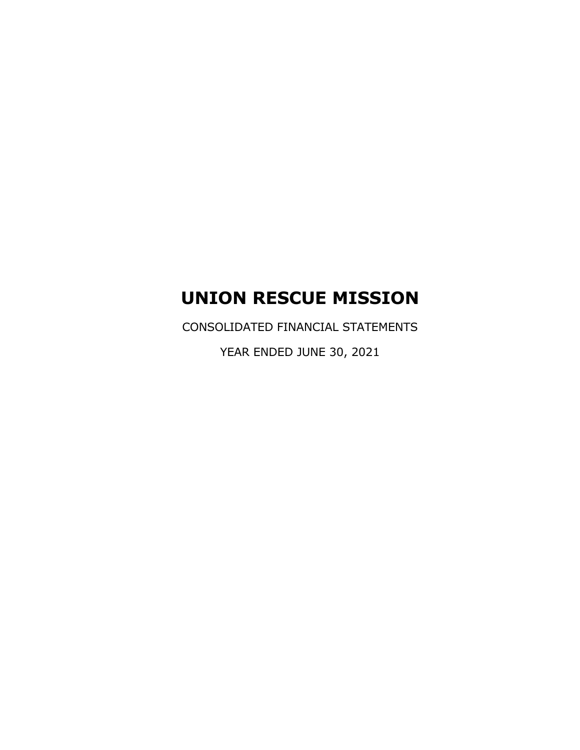# UNION RESCUE MISSION

CONSOLIDATED FINANCIAL STATEMENTS

YEAR ENDED JUNE 30, 2021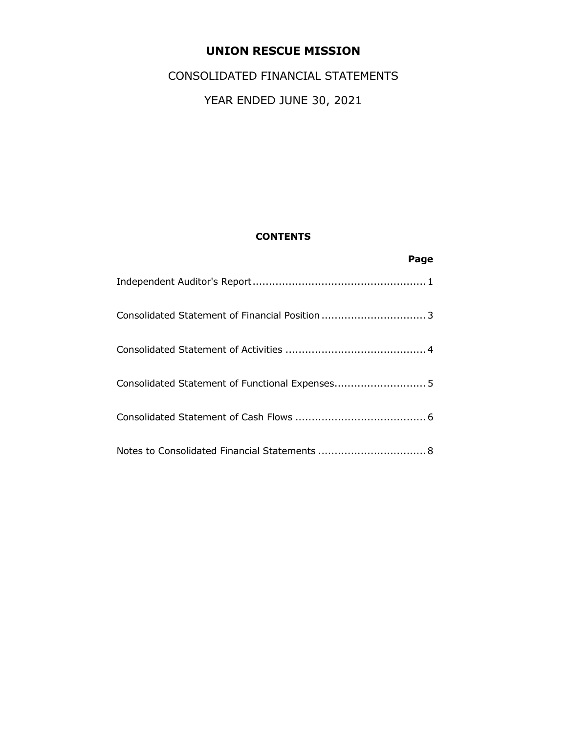# UNION RESCUE MISSION

CONSOLIDATED FINANCIAL STATEMENTS

YEAR ENDED JUNE 30, 2021

**CONTENTS**

| | **Page** |
|---|---|
| Independent Auditor's Report | 1 |
| Consolidated Statement of Financial Position | 3 |
| Consolidated Statement of Activities | 4 |
| Consolidated Statement of Functional Expenses | 5 |
| Consolidated Statement of Cash Flows | 6 |
| Notes to Consolidated Financial Statements | 8 |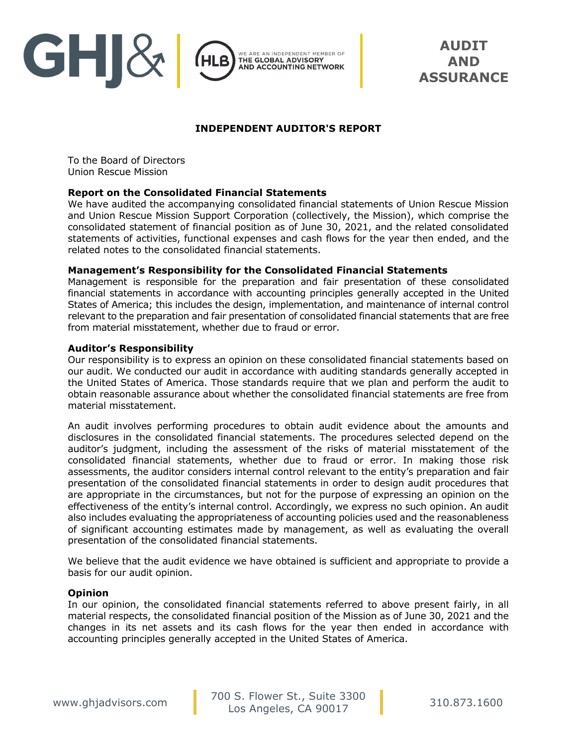# INDEPENDENT AUDITOR'S REPORT

To the Board of Directors
Union Rescue Mission

**Report on the Consolidated Financial Statements**

We have audited the accompanying consolidated financial statements of Union Rescue Mission and Union Rescue Mission Support Corporation (collectively, the Mission), which comprise the consolidated statement of financial position as of June 30, 2021, and the related consolidated statements of activities, functional expenses and cash flows for the year then ended, and the related notes to the consolidated financial statements.

**Management's Responsibility for the Consolidated Financial Statements**

Management is responsible for the preparation and fair presentation of these consolidated financial statements in accordance with accounting principles generally accepted in the United States of America; this includes the design, implementation, and maintenance of internal control relevant to the preparation and fair presentation of consolidated financial statements that are free from material misstatement, whether due to fraud or error.

**Auditor's Responsibility**

Our responsibility is to express an opinion on these consolidated financial statements based on our audit. We conducted our audit in accordance with auditing standards generally accepted in the United States of America. Those standards require that we plan and perform the audit to obtain reasonable assurance about whether the consolidated financial statements are free from material misstatement.

An audit involves performing procedures to obtain audit evidence about the amounts and disclosures in the consolidated financial statements. The procedures selected depend on the auditor's judgment, including the assessment of the risks of material misstatement of the consolidated financial statements, whether due to fraud or error. In making those risk assessments, the auditor considers internal control relevant to the entity's preparation and fair presentation of the consolidated financial statements in order to design audit procedures that are appropriate in the circumstances, but not for the purpose of expressing an opinion on the effectiveness of the entity's internal control. Accordingly, we express no such opinion. An audit also includes evaluating the appropriateness of accounting policies used and the reasonableness of significant accounting estimates made by management, as well as evaluating the overall presentation of the consolidated financial statements.

We believe that the audit evidence we have obtained is sufficient and appropriate to provide a basis for our audit opinion.

**Opinion**

In our opinion, the consolidated financial statements referred to above present fairly, in all material respects, the consolidated financial position of the Mission as of June 30, 2021 and the changes in its net assets and its cash flows for the year then ended in accordance with accounting principles generally accepted in the United States of America.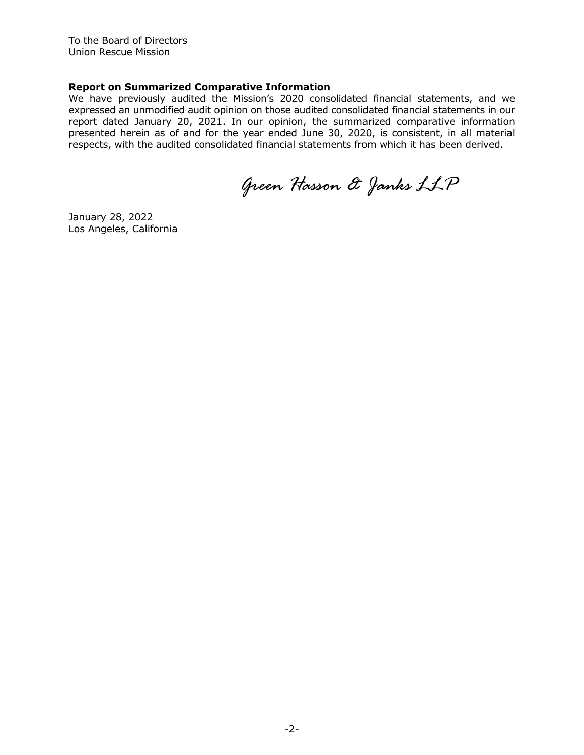To the Board of Directors
Union Rescue Mission

**Report on Summarized Comparative Information**

We have previously audited the Mission's 2020 consolidated financial statements, and we expressed an unmodified audit opinion on those audited consolidated financial statements in our report dated January 20, 2021. In our opinion, the summarized comparative information presented herein as of and for the year ended June 30, 2020, is consistent, in all material respects, with the audited consolidated financial statements from which it has been derived.

*Green Hasson & Janks LLP*

January 28, 2022
Los Angeles, California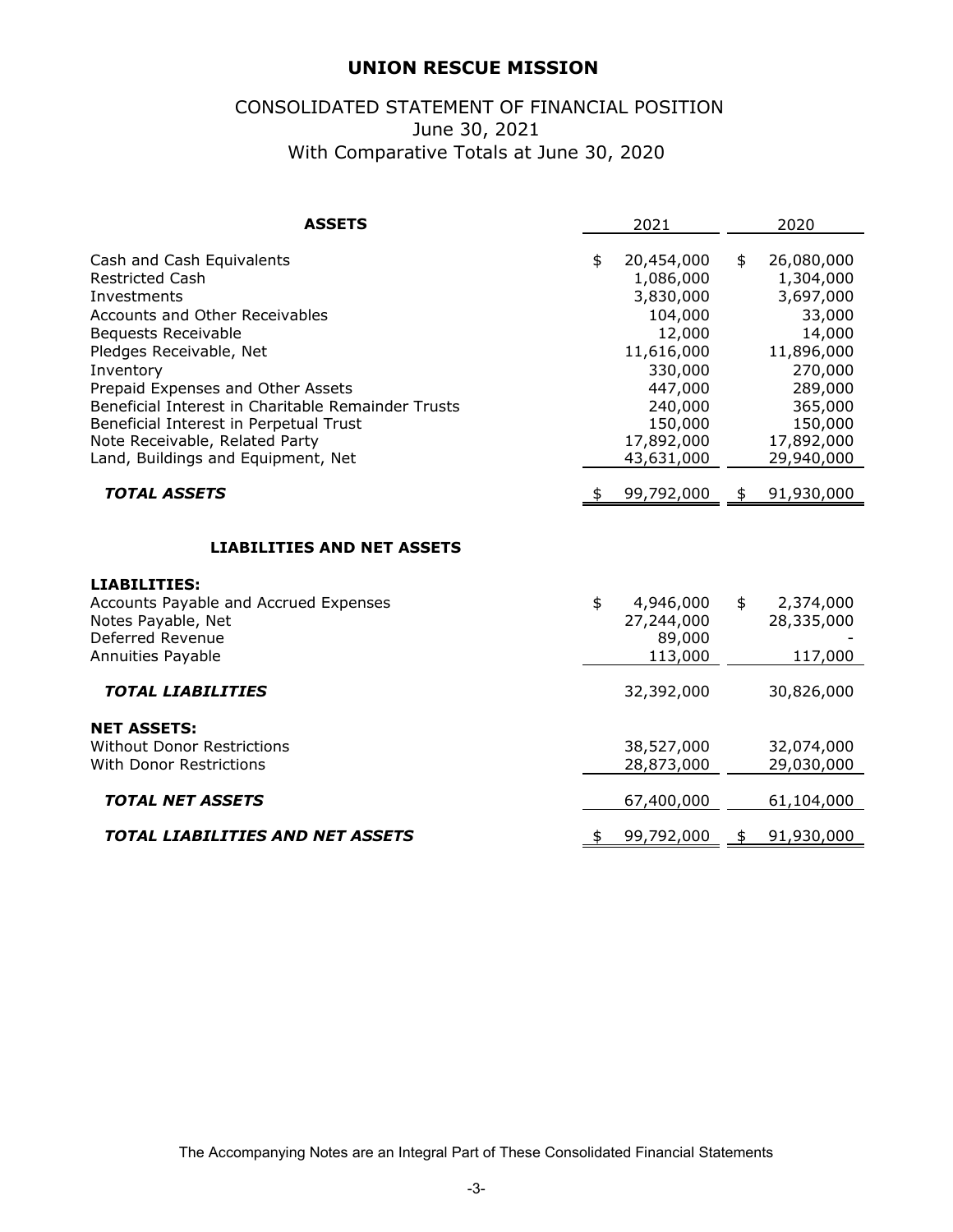# UNION RESCUE MISSION

## CONSOLIDATED STATEMENT OF FINANCIAL POSITION
June 30, 2021
With Comparative Totals at June 30, 2020

| **ASSETS** | 2021 | 2020 |
|---|---|---|
| Cash and Cash Equivalents | $ 20,454,000 | $ 26,080,000 |
| Restricted Cash | 1,086,000 | 1,304,000 |
| Investments | 3,830,000 | 3,697,000 |
| Accounts and Other Receivables | 104,000 | 33,000 |
| Bequests Receivable | 12,000 | 14,000 |
| Pledges Receivable, Net | 11,616,000 | 11,896,000 |
| Inventory | 330,000 | 270,000 |
| Prepaid Expenses and Other Assets | 447,000 | 289,000 |
| Beneficial Interest in Charitable Remainder Trusts | 240,000 | 365,000 |
| Beneficial Interest in Perpetual Trust | 150,000 | 150,000 |
| Note Receivable, Related Party | 17,892,000 | 17,892,000 |
| Land, Buildings and Equipment, Net | 43,631,000 | 29,940,000 |
| ***TOTAL ASSETS*** | $ 99,792,000 | $ 91,930,000 |

| **LIABILITIES AND NET ASSETS** | 2021 | 2020 |
|---|---|---|
| **LIABILITIES:** | | |
| Accounts Payable and Accrued Expenses | $ 4,946,000 | $ 2,374,000 |
| Notes Payable, Net | 27,244,000 | 28,335,000 |
| Deferred Revenue | 89,000 | - |
| Annuities Payable | 113,000 | 117,000 |
| ***TOTAL LIABILITIES*** | 32,392,000 | 30,826,000 |
| **NET ASSETS:** | | |
| Without Donor Restrictions | 38,527,000 | 32,074,000 |
| With Donor Restrictions | 28,873,000 | 29,030,000 |
| ***TOTAL NET ASSETS*** | 67,400,000 | 61,104,000 |
| ***TOTAL LIABILITIES AND NET ASSETS*** | $ 99,792,000 | $ 91,930,000 |

The Accompanying Notes are an Integral Part of These Consolidated Financial Statements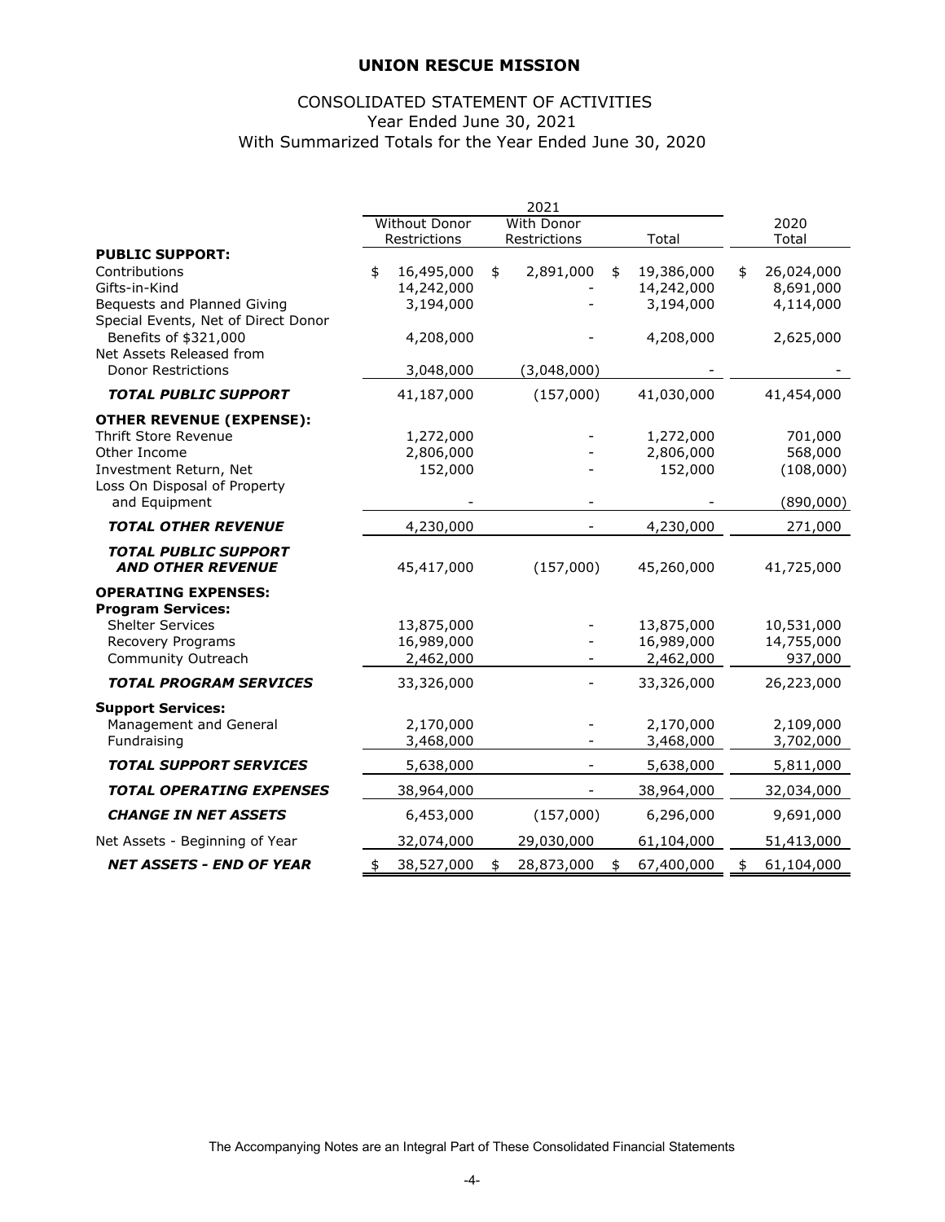# UNION RESCUE MISSION

## CONSOLIDATED STATEMENT OF ACTIVITIES
Year Ended June 30, 2021
With Summarized Totals for the Year Ended June 30, 2020

| | 2021 | | | |
|---|---|---|---|---|
| | Without Donor Restrictions | With Donor Restrictions | Total | 2020 Total |
| **PUBLIC SUPPORT:** | | | | |
| Contributions | $ 16,495,000 | $ 2,891,000 | $ 19,386,000 | $ 26,024,000 |
| Gifts-in-Kind | 14,242,000 | - | 14,242,000 | 8,691,000 |
| Bequests and Planned Giving | 3,194,000 | - | 3,194,000 | 4,114,000 |
| Special Events, Net of Direct Donor Benefits of $321,000 | 4,208,000 | - | 4,208,000 | 2,625,000 |
| Net Assets Released from Donor Restrictions | 3,048,000 | (3,048,000) | - | - |
| ***TOTAL PUBLIC SUPPORT*** | 41,187,000 | (157,000) | 41,030,000 | 41,454,000 |
| **OTHER REVENUE (EXPENSE):** | | | | |
| Thrift Store Revenue | 1,272,000 | - | 1,272,000 | 701,000 |
| Other Income | 2,806,000 | - | 2,806,000 | 568,000 |
| Investment Return, Net | 152,000 | - | 152,000 | (108,000) |
| Loss On Disposal of Property and Equipment | - | - | - | (890,000) |
| ***TOTAL OTHER REVENUE*** | 4,230,000 | - | 4,230,000 | 271,000 |
| ***TOTAL PUBLIC SUPPORT AND OTHER REVENUE*** | 45,417,000 | (157,000) | 45,260,000 | 41,725,000 |
| **OPERATING EXPENSES:** | | | | |
| **Program Services:** | | | | |
| Shelter Services | 13,875,000 | - | 13,875,000 | 10,531,000 |
| Recovery Programs | 16,989,000 | - | 16,989,000 | 14,755,000 |
| Community Outreach | 2,462,000 | - | 2,462,000 | 937,000 |
| ***TOTAL PROGRAM SERVICES*** | 33,326,000 | - | 33,326,000 | 26,223,000 |
| **Support Services:** | | | | |
| Management and General | 2,170,000 | - | 2,170,000 | 2,109,000 |
| Fundraising | 3,468,000 | - | 3,468,000 | 3,702,000 |
| ***TOTAL SUPPORT SERVICES*** | 5,638,000 | - | 5,638,000 | 5,811,000 |
| ***TOTAL OPERATING EXPENSES*** | 38,964,000 | - | 38,964,000 | 32,034,000 |
| ***CHANGE IN NET ASSETS*** | 6,453,000 | (157,000) | 6,296,000 | 9,691,000 |
| Net Assets - Beginning of Year | 32,074,000 | 29,030,000 | 61,104,000 | 51,413,000 |
| ***NET ASSETS - END OF YEAR*** | $ 38,527,000 | $ 28,873,000 | $ 67,400,000 | $ 61,104,000 |

The Accompanying Notes are an Integral Part of These Consolidated Financial Statements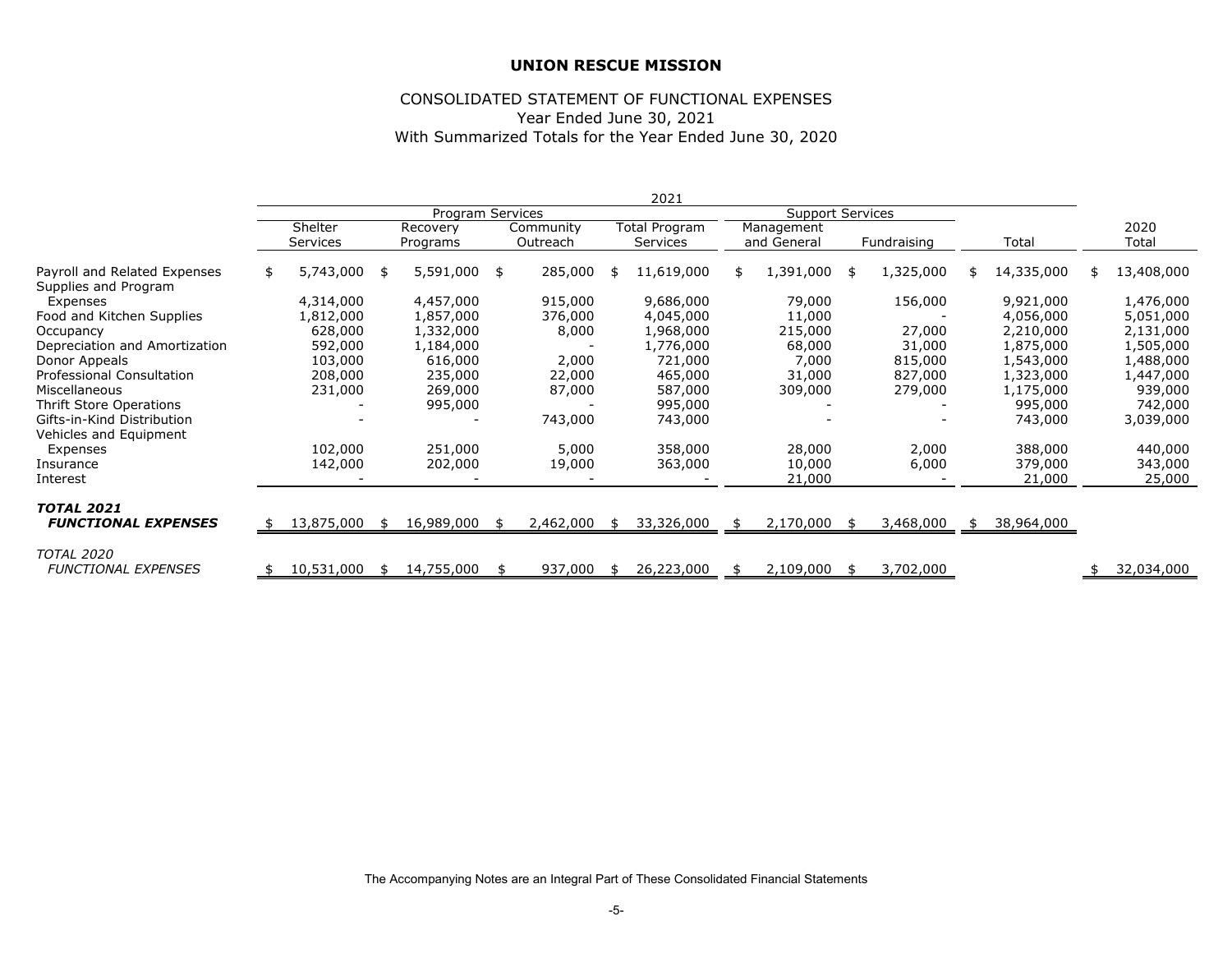**UNION RESCUE MISSION**

CONSOLIDATED STATEMENT OF FUNCTIONAL EXPENSES
Year Ended June 30, 2021
With Summarized Totals for the Year Ended June 30, 2020

| | 2021 | | | | | | | |
|---|---|---|---|---|---|---|---|---|
| | Program Services | | | | Support Services | | | |
| | Shelter Services | Recovery Programs | Community Outreach | Total Program Services | Management and General | Fundraising | Total | 2020 Total |
| Payroll and Related Expenses | $ 5,743,000 | $ 5,591,000 | $ 285,000 | $ 11,619,000 | $ 1,391,000 | $ 1,325,000 | $ 14,335,000 | $ 13,408,000 |
| Supplies and Program Expenses | 4,314,000 | 4,457,000 | 915,000 | 9,686,000 | 79,000 | 156,000 | 9,921,000 | 1,476,000 |
| Food and Kitchen Supplies | 1,812,000 | 1,857,000 | 376,000 | 4,045,000 | 11,000 | - | 4,056,000 | 5,051,000 |
| Occupancy | 628,000 | 1,332,000 | 8,000 | 1,968,000 | 215,000 | 27,000 | 2,210,000 | 2,131,000 |
| Depreciation and Amortization | 592,000 | 1,184,000 | - | 1,776,000 | 68,000 | 31,000 | 1,875,000 | 1,505,000 |
| Donor Appeals | 103,000 | 616,000 | 2,000 | 721,000 | 7,000 | 815,000 | 1,543,000 | 1,488,000 |
| Professional Consultation | 208,000 | 235,000 | 22,000 | 465,000 | 31,000 | 827,000 | 1,323,000 | 1,447,000 |
| Miscellaneous | 231,000 | 269,000 | 87,000 | 587,000 | 309,000 | 279,000 | 1,175,000 | 939,000 |
| Thrift Store Operations | - | 995,000 | - | 995,000 | - | - | 995,000 | 742,000 |
| Gifts-in-Kind Distribution | - | - | 743,000 | 743,000 | - | - | 743,000 | 3,039,000 |
| Vehicles and Equipment Expenses | 102,000 | 251,000 | 5,000 | 358,000 | 28,000 | 2,000 | 388,000 | 440,000 |
| Insurance | 142,000 | 202,000 | 19,000 | 363,000 | 10,000 | 6,000 | 379,000 | 343,000 |
| Interest | - | - | - | - | 21,000 | - | 21,000 | 25,000 |
| ***TOTAL 2021 FUNCTIONAL EXPENSES*** | $ 13,875,000 | $ 16,989,000 | $ 2,462,000 | $ 33,326,000 | $ 2,170,000 | $ 3,468,000 | $ 38,964,000 | |
| *TOTAL 2020 FUNCTIONAL EXPENSES* | $ 10,531,000 | $ 14,755,000 | $ 937,000 | $ 26,223,000 | $ 2,109,000 | $ 3,702,000 | | $ 32,034,000 |

The Accompanying Notes are an Integral Part of These Consolidated Financial Statements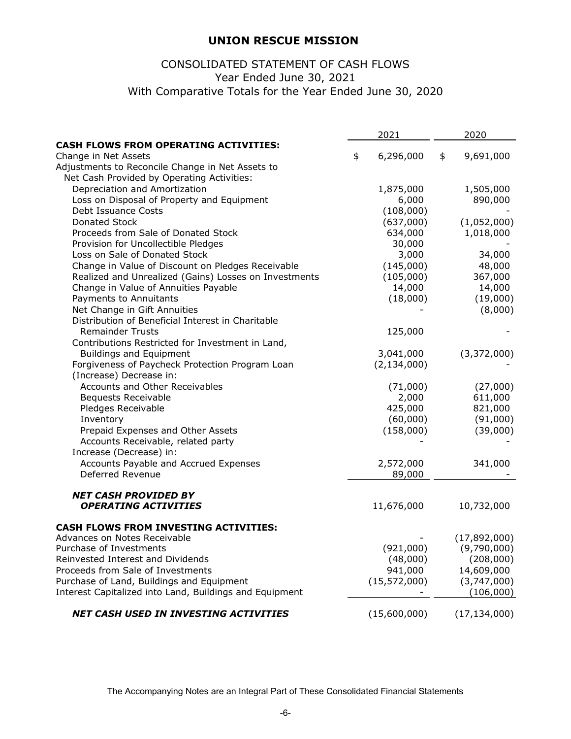# UNION RESCUE MISSION

## CONSOLIDATED STATEMENT OF CASH FLOWS
Year Ended June 30, 2021
With Comparative Totals for the Year Ended June 30, 2020

| | 2021 | 2020 |
|---|---|---|
| **CASH FLOWS FROM OPERATING ACTIVITIES:** | | |
| Change in Net Assets | $ 6,296,000 | $ 9,691,000 |
| Adjustments to Reconcile Change in Net Assets to Net Cash Provided by Operating Activities: | | |
| Depreciation and Amortization | 1,875,000 | 1,505,000 |
| Loss on Disposal of Property and Equipment | 6,000 | 890,000 |
| Debt Issuance Costs | (108,000) | - |
| Donated Stock | (637,000) | (1,052,000) |
| Proceeds from Sale of Donated Stock | 634,000 | 1,018,000 |
| Provision for Uncollectible Pledges | 30,000 | - |
| Loss on Sale of Donated Stock | 3,000 | 34,000 |
| Change in Value of Discount on Pledges Receivable | (145,000) | 48,000 |
| Realized and Unrealized (Gains) Losses on Investments | (105,000) | 367,000 |
| Change in Value of Annuities Payable | 14,000 | 14,000 |
| Payments to Annuitants | (18,000) | (19,000) |
| Net Change in Gift Annuities | - | (8,000) |
| Distribution of Beneficial Interest in Charitable Remainder Trusts | 125,000 | - |
| Contributions Restricted for Investment in Land, Buildings and Equipment | 3,041,000 | (3,372,000) |
| Forgiveness of Paycheck Protection Program Loan | (2,134,000) | - |
| (Increase) Decrease in: | | |
| Accounts and Other Receivables | (71,000) | (27,000) |
| Bequests Receivable | 2,000 | 611,000 |
| Pledges Receivable | 425,000 | 821,000 |
| Inventory | (60,000) | (91,000) |
| Prepaid Expenses and Other Assets | (158,000) | (39,000) |
| Accounts Receivable, related party | - | - |
| Increase (Decrease) in: | | |
| Accounts Payable and Accrued Expenses | 2,572,000 | 341,000 |
| Deferred Revenue | 89,000 | - |
| ***NET CASH PROVIDED BY OPERATING ACTIVITIES*** | 11,676,000 | 10,732,000 |
| **CASH FLOWS FROM INVESTING ACTIVITIES:** | | |
| Advances on Notes Receivable | - | (17,892,000) |
| Purchase of Investments | (921,000) | (9,790,000) |
| Reinvested Interest and Dividends | (48,000) | (208,000) |
| Proceeds from Sale of Investments | 941,000 | 14,609,000 |
| Purchase of Land, Buildings and Equipment | (15,572,000) | (3,747,000) |
| Interest Capitalized into Land, Buildings and Equipment | - | (106,000) |
| ***NET CASH USED IN INVESTING ACTIVITIES*** | (15,600,000) | (17,134,000) |

The Accompanying Notes are an Integral Part of These Consolidated Financial Statements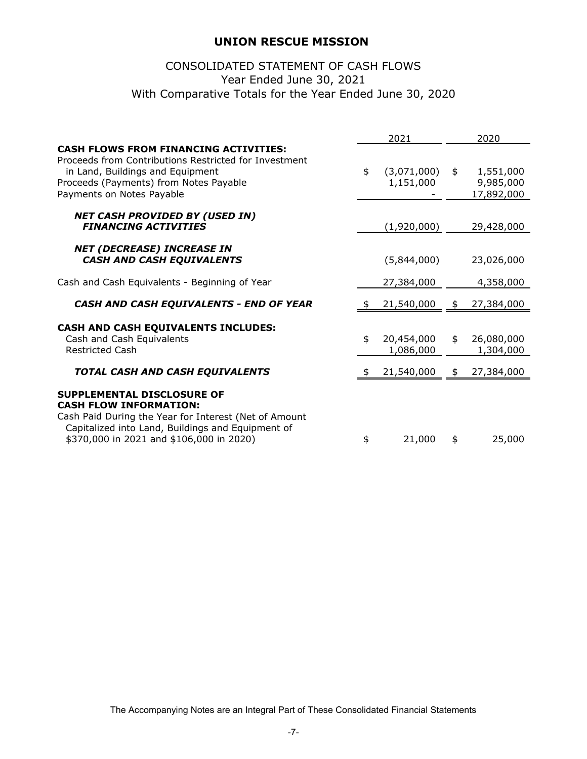# UNION RESCUE MISSION

## CONSOLIDATED STATEMENT OF CASH FLOWS
Year Ended June 30, 2021
With Comparative Totals for the Year Ended June 30, 2020

| | 2021 | 2020 |
|---|---|---|
| **CASH FLOWS FROM FINANCING ACTIVITIES:** | | |
| Proceeds from Contributions Restricted for Investment in Land, Buildings and Equipment | $ (3,071,000) | $ 1,551,000 |
| Proceeds (Payments) from Notes Payable | 1,151,000 | 9,985,000 |
| Payments on Notes Payable | - | 17,892,000 |
| ***NET CASH PROVIDED BY (USED IN) FINANCING ACTIVITIES*** | (1,920,000) | 29,428,000 |
| ***NET (DECREASE) INCREASE IN CASH AND CASH EQUIVALENTS*** | (5,844,000) | 23,026,000 |
| Cash and Cash Equivalents - Beginning of Year | 27,384,000 | 4,358,000 |
| ***CASH AND CASH EQUIVALENTS - END OF YEAR*** | $ 21,540,000 | $ 27,384,000 |
| **CASH AND CASH EQUIVALENTS INCLUDES:** | | |
| Cash and Cash Equivalents | $ 20,454,000 | $ 26,080,000 |
| Restricted Cash | 1,086,000 | 1,304,000 |
| ***TOTAL CASH AND CASH EQUIVALENTS*** | $ 21,540,000 | $ 27,384,000 |
| **SUPPLEMENTAL DISCLOSURE OF CASH FLOW INFORMATION:** | | |
| Cash Paid During the Year for Interest (Net of Amount Capitalized into Land, Buildings and Equipment of $370,000 in 2021 and $106,000 in 2020) | $ 21,000 | $ 25,000 |

The Accompanying Notes are an Integral Part of These Consolidated Financial Statements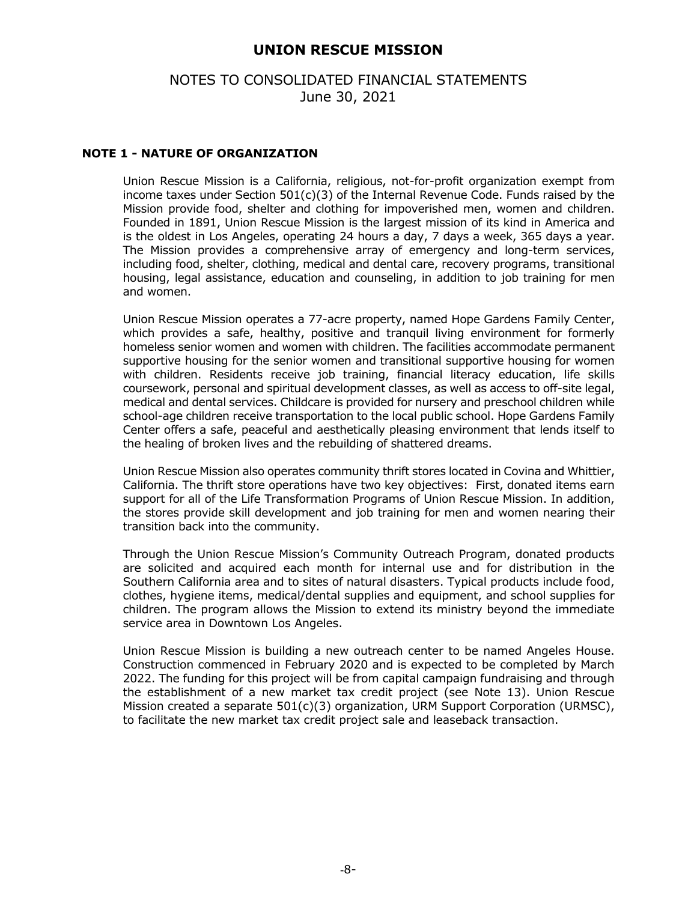# UNION RESCUE MISSION

## NOTES TO CONSOLIDATED FINANCIAL STATEMENTS
June 30, 2021

### NOTE 1 - NATURE OF ORGANIZATION

Union Rescue Mission is a California, religious, not-for-profit organization exempt from income taxes under Section 501(c)(3) of the Internal Revenue Code. Funds raised by the Mission provide food, shelter and clothing for impoverished men, women and children. Founded in 1891, Union Rescue Mission is the largest mission of its kind in America and is the oldest in Los Angeles, operating 24 hours a day, 7 days a week, 365 days a year. The Mission provides a comprehensive array of emergency and long-term services, including food, shelter, clothing, medical and dental care, recovery programs, transitional housing, legal assistance, education and counseling, in addition to job training for men and women.

Union Rescue Mission operates a 77-acre property, named Hope Gardens Family Center, which provides a safe, healthy, positive and tranquil living environment for formerly homeless senior women and women with children. The facilities accommodate permanent supportive housing for the senior women and transitional supportive housing for women with children. Residents receive job training, financial literacy education, life skills coursework, personal and spiritual development classes, as well as access to off-site legal, medical and dental services. Childcare is provided for nursery and preschool children while school-age children receive transportation to the local public school. Hope Gardens Family Center offers a safe, peaceful and aesthetically pleasing environment that lends itself to the healing of broken lives and the rebuilding of shattered dreams.

Union Rescue Mission also operates community thrift stores located in Covina and Whittier, California. The thrift store operations have two key objectives: First, donated items earn support for all of the Life Transformation Programs of Union Rescue Mission. In addition, the stores provide skill development and job training for men and women nearing their transition back into the community.

Through the Union Rescue Mission's Community Outreach Program, donated products are solicited and acquired each month for internal use and for distribution in the Southern California area and to sites of natural disasters. Typical products include food, clothes, hygiene items, medical/dental supplies and equipment, and school supplies for children. The program allows the Mission to extend its ministry beyond the immediate service area in Downtown Los Angeles.

Union Rescue Mission is building a new outreach center to be named Angeles House. Construction commenced in February 2020 and is expected to be completed by March 2022. The funding for this project will be from capital campaign fundraising and through the establishment of a new market tax credit project (see Note 13). Union Rescue Mission created a separate 501(c)(3) organization, URM Support Corporation (URMSC), to facilitate the new market tax credit project sale and leaseback transaction.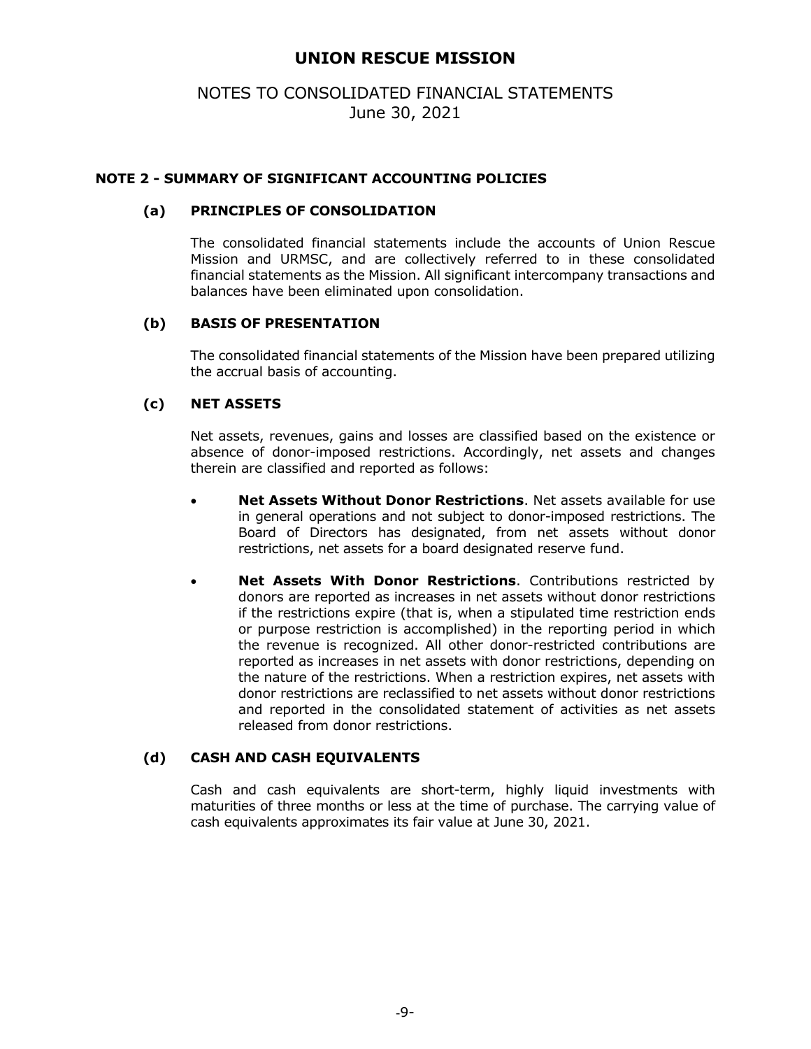# UNION RESCUE MISSION

## NOTES TO CONSOLIDATED FINANCIAL STATEMENTS
June 30, 2021

### NOTE 2 - SUMMARY OF SIGNIFICANT ACCOUNTING POLICIES

#### (a) PRINCIPLES OF CONSOLIDATION

The consolidated financial statements include the accounts of Union Rescue Mission and URMSC, and are collectively referred to in these consolidated financial statements as the Mission. All significant intercompany transactions and balances have been eliminated upon consolidation.

#### (b) BASIS OF PRESENTATION

The consolidated financial statements of the Mission have been prepared utilizing the accrual basis of accounting.

#### (c) NET ASSETS

Net assets, revenues, gains and losses are classified based on the existence or absence of donor-imposed restrictions. Accordingly, net assets and changes therein are classified and reported as follows:

- **Net Assets Without Donor Restrictions**. Net assets available for use in general operations and not subject to donor-imposed restrictions. The Board of Directors has designated, from net assets without donor restrictions, net assets for a board designated reserve fund.

- **Net Assets With Donor Restrictions**. Contributions restricted by donors are reported as increases in net assets without donor restrictions if the restrictions expire (that is, when a stipulated time restriction ends or purpose restriction is accomplished) in the reporting period in which the revenue is recognized. All other donor-restricted contributions are reported as increases in net assets with donor restrictions, depending on the nature of the restrictions. When a restriction expires, net assets with donor restrictions are reclassified to net assets without donor restrictions and reported in the consolidated statement of activities as net assets released from donor restrictions.

#### (d) CASH AND CASH EQUIVALENTS

Cash and cash equivalents are short-term, highly liquid investments with maturities of three months or less at the time of purchase. The carrying value of cash equivalents approximates its fair value at June 30, 2021.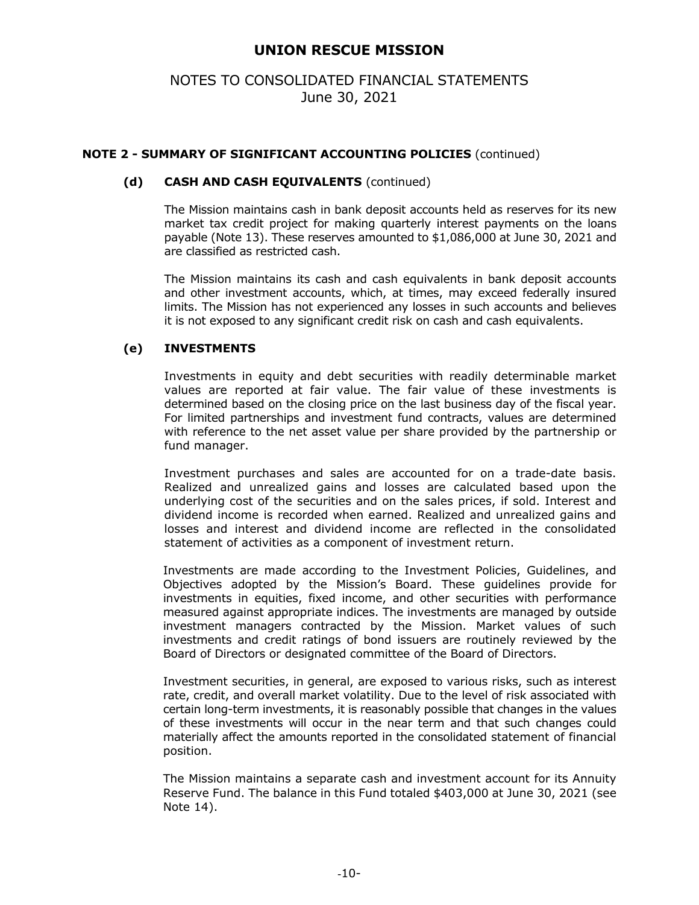# UNION RESCUE MISSION

## NOTES TO CONSOLIDATED FINANCIAL STATEMENTS
June 30, 2021

### NOTE 2 - SUMMARY OF SIGNIFICANT ACCOUNTING POLICIES (continued)

#### (d) CASH AND CASH EQUIVALENTS (continued)

The Mission maintains cash in bank deposit accounts held as reserves for its new market tax credit project for making quarterly interest payments on the loans payable (Note 13). These reserves amounted to $1,086,000 at June 30, 2021 and are classified as restricted cash.

The Mission maintains its cash and cash equivalents in bank deposit accounts and other investment accounts, which, at times, may exceed federally insured limits. The Mission has not experienced any losses in such accounts and believes it is not exposed to any significant credit risk on cash and cash equivalents.

#### (e) INVESTMENTS

Investments in equity and debt securities with readily determinable market values are reported at fair value. The fair value of these investments is determined based on the closing price on the last business day of the fiscal year. For limited partnerships and investment fund contracts, values are determined with reference to the net asset value per share provided by the partnership or fund manager.

Investment purchases and sales are accounted for on a trade-date basis. Realized and unrealized gains and losses are calculated based upon the underlying cost of the securities and on the sales prices, if sold. Interest and dividend income is recorded when earned. Realized and unrealized gains and losses and interest and dividend income are reflected in the consolidated statement of activities as a component of investment return.

Investments are made according to the Investment Policies, Guidelines, and Objectives adopted by the Mission's Board. These guidelines provide for investments in equities, fixed income, and other securities with performance measured against appropriate indices. The investments are managed by outside investment managers contracted by the Mission. Market values of such investments and credit ratings of bond issuers are routinely reviewed by the Board of Directors or designated committee of the Board of Directors.

Investment securities, in general, are exposed to various risks, such as interest rate, credit, and overall market volatility. Due to the level of risk associated with certain long-term investments, it is reasonably possible that changes in the values of these investments will occur in the near term and that such changes could materially affect the amounts reported in the consolidated statement of financial position.

The Mission maintains a separate cash and investment account for its Annuity Reserve Fund. The balance in this Fund totaled $403,000 at June 30, 2021 (see Note 14).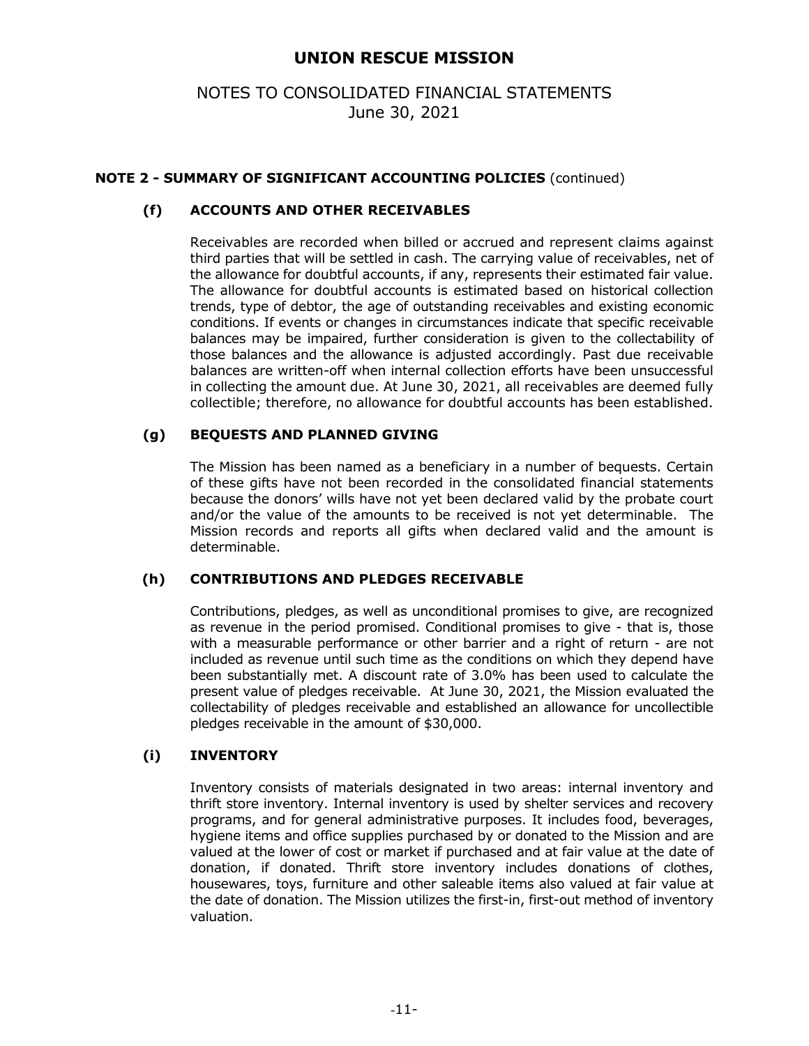# UNION RESCUE MISSION

## NOTES TO CONSOLIDATED FINANCIAL STATEMENTS
## June 30, 2021

### NOTE 2 - SUMMARY OF SIGNIFICANT ACCOUNTING POLICIES (continued)

#### (f) ACCOUNTS AND OTHER RECEIVABLES

Receivables are recorded when billed or accrued and represent claims against third parties that will be settled in cash. The carrying value of receivables, net of the allowance for doubtful accounts, if any, represents their estimated fair value. The allowance for doubtful accounts is estimated based on historical collection trends, type of debtor, the age of outstanding receivables and existing economic conditions. If events or changes in circumstances indicate that specific receivable balances may be impaired, further consideration is given to the collectability of those balances and the allowance is adjusted accordingly. Past due receivable balances are written-off when internal collection efforts have been unsuccessful in collecting the amount due. At June 30, 2021, all receivables are deemed fully collectible; therefore, no allowance for doubtful accounts has been established.

#### (g) BEQUESTS AND PLANNED GIVING

The Mission has been named as a beneficiary in a number of bequests. Certain of these gifts have not been recorded in the consolidated financial statements because the donors' wills have not yet been declared valid by the probate court and/or the value of the amounts to be received is not yet determinable. The Mission records and reports all gifts when declared valid and the amount is determinable.

#### (h) CONTRIBUTIONS AND PLEDGES RECEIVABLE

Contributions, pledges, as well as unconditional promises to give, are recognized as revenue in the period promised. Conditional promises to give - that is, those with a measurable performance or other barrier and a right of return - are not included as revenue until such time as the conditions on which they depend have been substantially met. A discount rate of 3.0% has been used to calculate the present value of pledges receivable. At June 30, 2021, the Mission evaluated the collectability of pledges receivable and established an allowance for uncollectible pledges receivable in the amount of $30,000.

#### (i) INVENTORY

Inventory consists of materials designated in two areas: internal inventory and thrift store inventory. Internal inventory is used by shelter services and recovery programs, and for general administrative purposes. It includes food, beverages, hygiene items and office supplies purchased by or donated to the Mission and are valued at the lower of cost or market if purchased and at fair value at the date of donation, if donated. Thrift store inventory includes donations of clothes, housewares, toys, furniture and other saleable items also valued at fair value at the date of donation. The Mission utilizes the first-in, first-out method of inventory valuation.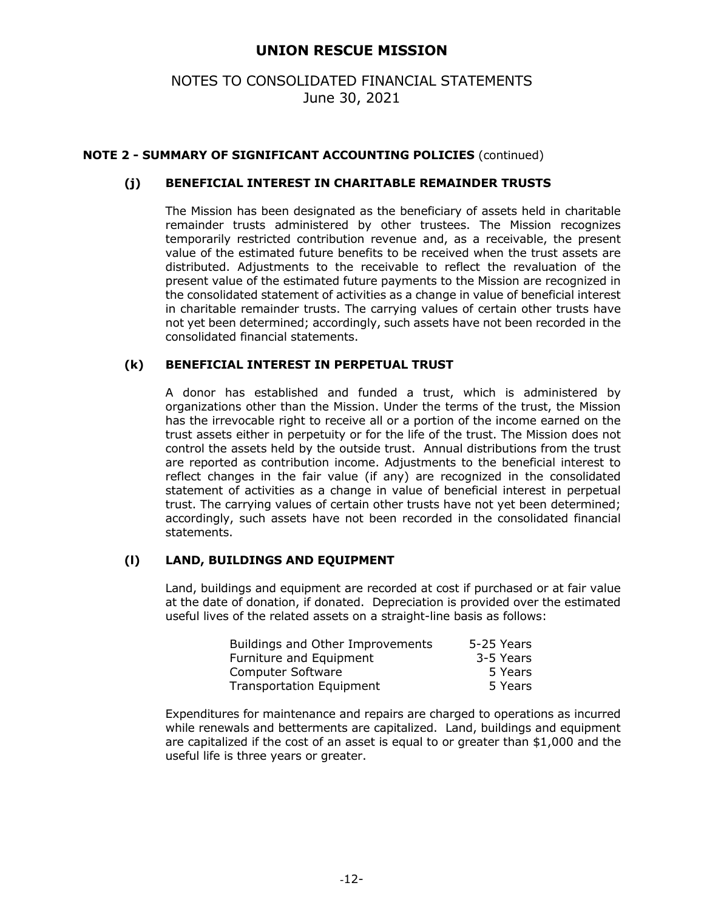# UNION RESCUE MISSION

## NOTES TO CONSOLIDATED FINANCIAL STATEMENTS
June 30, 2021

**NOTE 2 - SUMMARY OF SIGNIFICANT ACCOUNTING POLICIES** (continued)

### (j) BENEFICIAL INTEREST IN CHARITABLE REMAINDER TRUSTS

The Mission has been designated as the beneficiary of assets held in charitable remainder trusts administered by other trustees. The Mission recognizes temporarily restricted contribution revenue and, as a receivable, the present value of the estimated future benefits to be received when the trust assets are distributed. Adjustments to the receivable to reflect the revaluation of the present value of the estimated future payments to the Mission are recognized in the consolidated statement of activities as a change in value of beneficial interest in charitable remainder trusts. The carrying values of certain other trusts have not yet been determined; accordingly, such assets have not been recorded in the consolidated financial statements.

### (k) BENEFICIAL INTEREST IN PERPETUAL TRUST

A donor has established and funded a trust, which is administered by organizations other than the Mission. Under the terms of the trust, the Mission has the irrevocable right to receive all or a portion of the income earned on the trust assets either in perpetuity or for the life of the trust. The Mission does not control the assets held by the outside trust. Annual distributions from the trust are reported as contribution income. Adjustments to the beneficial interest to reflect changes in the fair value (if any) are recognized in the consolidated statement of activities as a change in value of beneficial interest in perpetual trust. The carrying values of certain other trusts have not yet been determined; accordingly, such assets have not been recorded in the consolidated financial statements.

### (l) LAND, BUILDINGS AND EQUIPMENT

Land, buildings and equipment are recorded at cost if purchased or at fair value at the date of donation, if donated. Depreciation is provided over the estimated useful lives of the related assets on a straight-line basis as follows:

| | |
|---|---|
| Buildings and Other Improvements | 5-25 Years |
| Furniture and Equipment | 3-5 Years |
| Computer Software | 5 Years |
| Transportation Equipment | 5 Years |

Expenditures for maintenance and repairs are charged to operations as incurred while renewals and betterments are capitalized. Land, buildings and equipment are capitalized if the cost of an asset is equal to or greater than $1,000 and the useful life is three years or greater.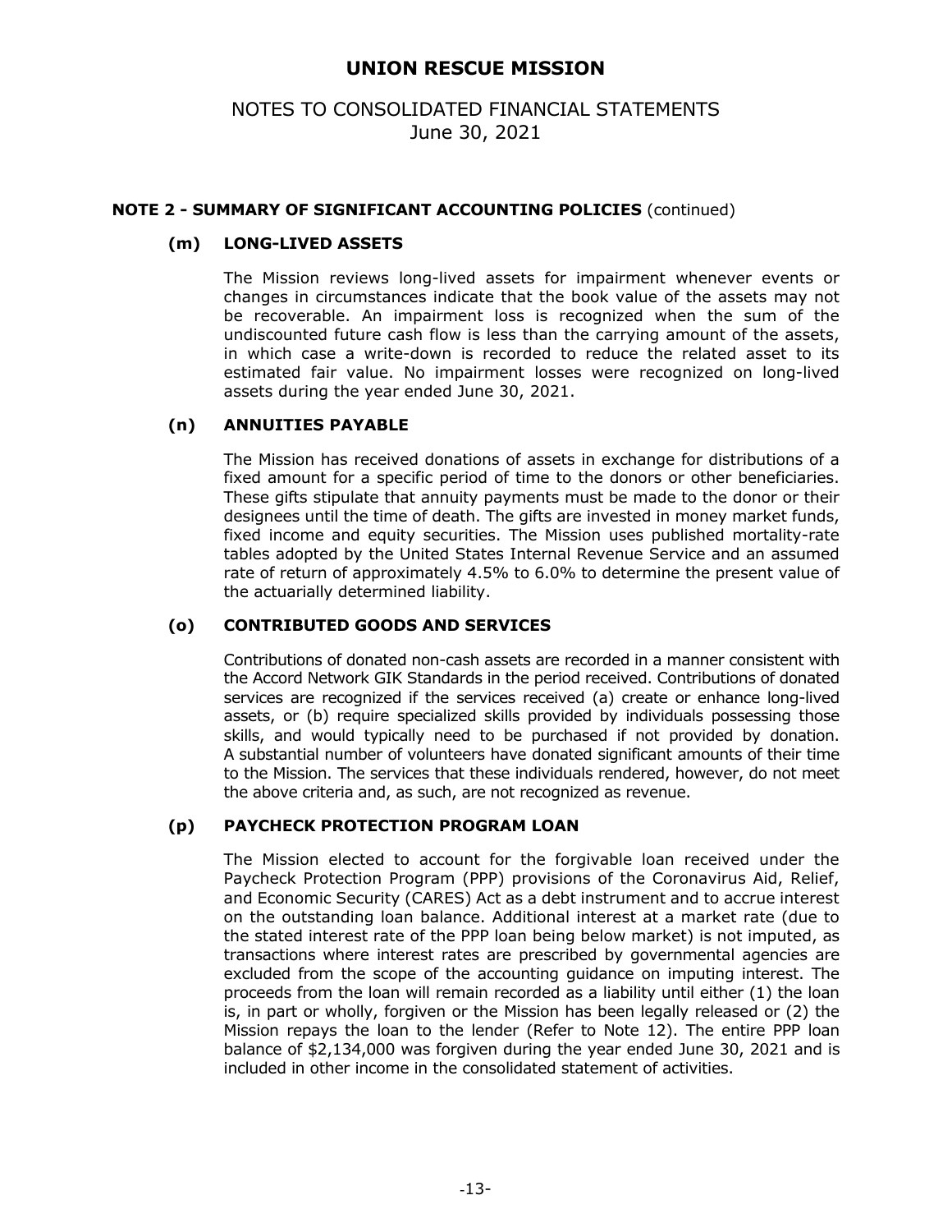# UNION RESCUE MISSION

## NOTES TO CONSOLIDATED FINANCIAL STATEMENTS
June 30, 2021

### NOTE 2 - SUMMARY OF SIGNIFICANT ACCOUNTING POLICIES (continued)

#### (m) LONG-LIVED ASSETS

The Mission reviews long-lived assets for impairment whenever events or changes in circumstances indicate that the book value of the assets may not be recoverable. An impairment loss is recognized when the sum of the undiscounted future cash flow is less than the carrying amount of the assets, in which case a write-down is recorded to reduce the related asset to its estimated fair value. No impairment losses were recognized on long-lived assets during the year ended June 30, 2021.

#### (n) ANNUITIES PAYABLE

The Mission has received donations of assets in exchange for distributions of a fixed amount for a specific period of time to the donors or other beneficiaries. These gifts stipulate that annuity payments must be made to the donor or their designees until the time of death. The gifts are invested in money market funds, fixed income and equity securities. The Mission uses published mortality-rate tables adopted by the United States Internal Revenue Service and an assumed rate of return of approximately 4.5% to 6.0% to determine the present value of the actuarially determined liability.

#### (o) CONTRIBUTED GOODS AND SERVICES

Contributions of donated non-cash assets are recorded in a manner consistent with the Accord Network GIK Standards in the period received. Contributions of donated services are recognized if the services received (a) create or enhance long-lived assets, or (b) require specialized skills provided by individuals possessing those skills, and would typically need to be purchased if not provided by donation. A substantial number of volunteers have donated significant amounts of their time to the Mission. The services that these individuals rendered, however, do not meet the above criteria and, as such, are not recognized as revenue.

#### (p) PAYCHECK PROTECTION PROGRAM LOAN

The Mission elected to account for the forgivable loan received under the Paycheck Protection Program (PPP) provisions of the Coronavirus Aid, Relief, and Economic Security (CARES) Act as a debt instrument and to accrue interest on the outstanding loan balance. Additional interest at a market rate (due to the stated interest rate of the PPP loan being below market) is not imputed, as transactions where interest rates are prescribed by governmental agencies are excluded from the scope of the accounting guidance on imputing interest. The proceeds from the loan will remain recorded as a liability until either (1) the loan is, in part or wholly, forgiven or the Mission has been legally released or (2) the Mission repays the loan to the lender (Refer to Note 12). The entire PPP loan balance of $2,134,000 was forgiven during the year ended June 30, 2021 and is included in other income in the consolidated statement of activities.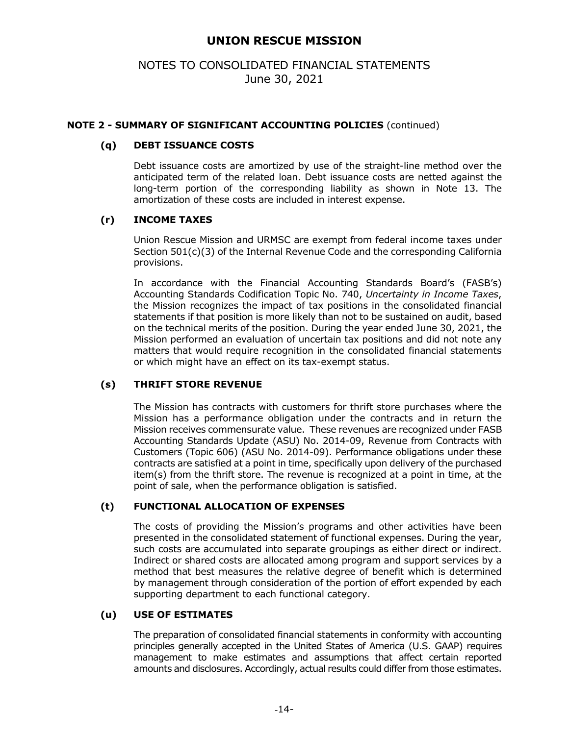# UNION RESCUE MISSION

## NOTES TO CONSOLIDATED FINANCIAL STATEMENTS
## June 30, 2021

### NOTE 2 - SUMMARY OF SIGNIFICANT ACCOUNTING POLICIES (continued)

#### (q) DEBT ISSUANCE COSTS

Debt issuance costs are amortized by use of the straight-line method over the anticipated term of the related loan. Debt issuance costs are netted against the long-term portion of the corresponding liability as shown in Note 13. The amortization of these costs are included in interest expense.

#### (r) INCOME TAXES

Union Rescue Mission and URMSC are exempt from federal income taxes under Section 501(c)(3) of the Internal Revenue Code and the corresponding California provisions.

In accordance with the Financial Accounting Standards Board's (FASB's) Accounting Standards Codification Topic No. 740, *Uncertainty in Income Taxes*, the Mission recognizes the impact of tax positions in the consolidated financial statements if that position is more likely than not to be sustained on audit, based on the technical merits of the position. During the year ended June 30, 2021, the Mission performed an evaluation of uncertain tax positions and did not note any matters that would require recognition in the consolidated financial statements or which might have an effect on its tax-exempt status.

#### (s) THRIFT STORE REVENUE

The Mission has contracts with customers for thrift store purchases where the Mission has a performance obligation under the contracts and in return the Mission receives commensurate value. These revenues are recognized under FASB Accounting Standards Update (ASU) No. 2014-09, Revenue from Contracts with Customers (Topic 606) (ASU No. 2014-09). Performance obligations under these contracts are satisfied at a point in time, specifically upon delivery of the purchased item(s) from the thrift store. The revenue is recognized at a point in time, at the point of sale, when the performance obligation is satisfied.

#### (t) FUNCTIONAL ALLOCATION OF EXPENSES

The costs of providing the Mission's programs and other activities have been presented in the consolidated statement of functional expenses. During the year, such costs are accumulated into separate groupings as either direct or indirect. Indirect or shared costs are allocated among program and support services by a method that best measures the relative degree of benefit which is determined by management through consideration of the portion of effort expended by each supporting department to each functional category.

#### (u) USE OF ESTIMATES

The preparation of consolidated financial statements in conformity with accounting principles generally accepted in the United States of America (U.S. GAAP) requires management to make estimates and assumptions that affect certain reported amounts and disclosures. Accordingly, actual results could differ from those estimates.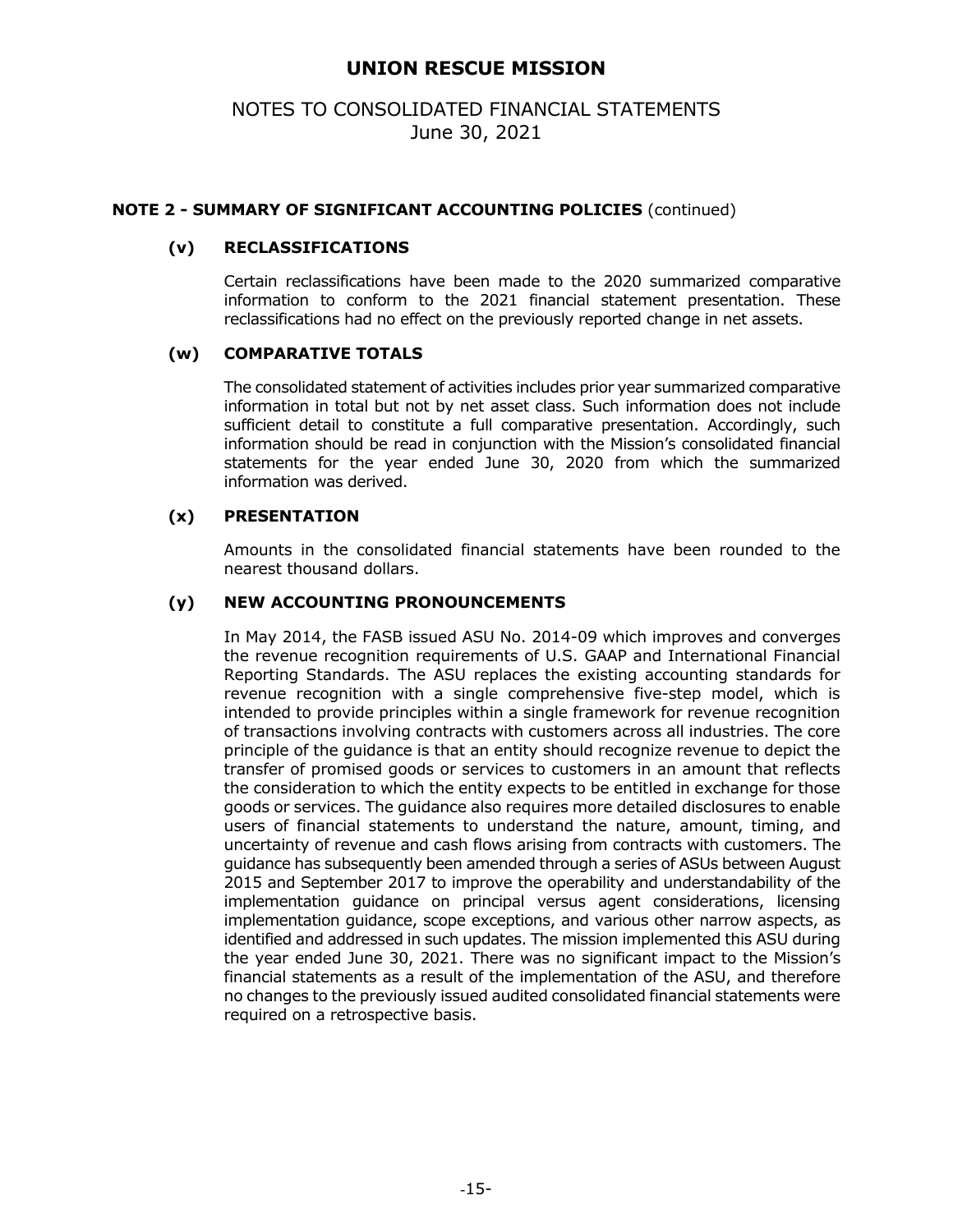## NOTE 2 - SUMMARY OF SIGNIFICANT ACCOUNTING POLICIES (continued)

### (v) RECLASSIFICATIONS

Certain reclassifications have been made to the 2020 summarized comparative information to conform to the 2021 financial statement presentation. These reclassifications had no effect on the previously reported change in net assets.

### (w) COMPARATIVE TOTALS

The consolidated statement of activities includes prior year summarized comparative information in total but not by net asset class. Such information does not include sufficient detail to constitute a full comparative presentation. Accordingly, such information should be read in conjunction with the Mission's consolidated financial statements for the year ended June 30, 2020 from which the summarized information was derived.

### (x) PRESENTATION

Amounts in the consolidated financial statements have been rounded to the nearest thousand dollars.

### (y) NEW ACCOUNTING PRONOUNCEMENTS

In May 2014, the FASB issued ASU No. 2014-09 which improves and converges the revenue recognition requirements of U.S. GAAP and International Financial Reporting Standards. The ASU replaces the existing accounting standards for revenue recognition with a single comprehensive five-step model, which is intended to provide principles within a single framework for revenue recognition of transactions involving contracts with customers across all industries. The core principle of the guidance is that an entity should recognize revenue to depict the transfer of promised goods or services to customers in an amount that reflects the consideration to which the entity expects to be entitled in exchange for those goods or services. The guidance also requires more detailed disclosures to enable users of financial statements to understand the nature, amount, timing, and uncertainty of revenue and cash flows arising from contracts with customers. The guidance has subsequently been amended through a series of ASUs between August 2015 and September 2017 to improve the operability and understandability of the implementation guidance on principal versus agent considerations, licensing implementation guidance, scope exceptions, and various other narrow aspects, as identified and addressed in such updates. The mission implemented this ASU during the year ended June 30, 2021. There was no significant impact to the Mission's financial statements as a result of the implementation of the ASU, and therefore no changes to the previously issued audited consolidated financial statements were required on a retrospective basis.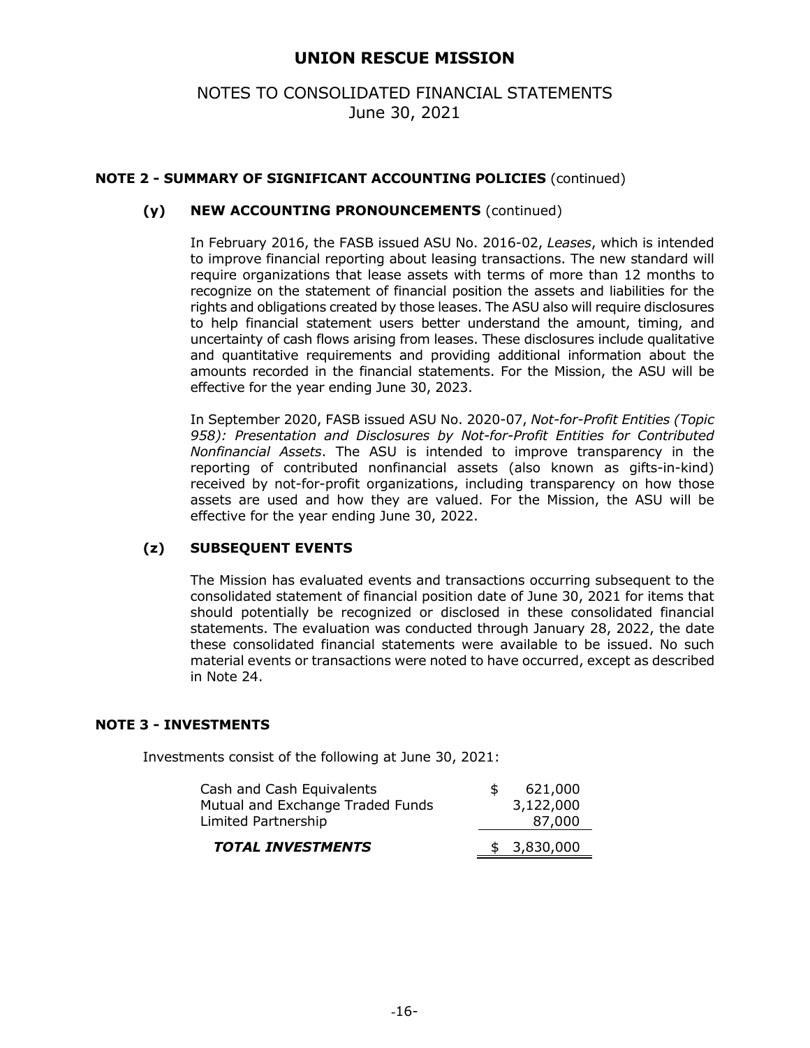## NOTE 2 - SUMMARY OF SIGNIFICANT ACCOUNTING POLICIES (continued)

### (y) NEW ACCOUNTING PRONOUNCEMENTS (continued)

In February 2016, the FASB issued ASU No. 2016-02, *Leases*, which is intended to improve financial reporting about leasing transactions. The new standard will require organizations that lease assets with terms of more than 12 months to recognize on the statement of financial position the assets and liabilities for the rights and obligations created by those leases. The ASU also will require disclosures to help financial statement users better understand the amount, timing, and uncertainty of cash flows arising from leases. These disclosures include qualitative and quantitative requirements and providing additional information about the amounts recorded in the financial statements. For the Mission, the ASU will be effective for the year ending June 30, 2023.

In September 2020, FASB issued ASU No. 2020-07, *Not-for-Profit Entities (Topic 958): Presentation and Disclosures by Not-for-Profit Entities for Contributed Nonfinancial Assets*. The ASU is intended to improve transparency in the reporting of contributed nonfinancial assets (also known as gifts-in-kind) received by not-for-profit organizations, including transparency on how those assets are used and how they are valued. For the Mission, the ASU will be effective for the year ending June 30, 2022.

### (z) SUBSEQUENT EVENTS

The Mission has evaluated events and transactions occurring subsequent to the consolidated statement of financial position date of June 30, 2021 for items that should potentially be recognized or disclosed in these consolidated financial statements. The evaluation was conducted through January 28, 2022, the date these consolidated financial statements were available to be issued. No such material events or transactions were noted to have occurred, except as described in Note 24.

## NOTE 3 - INVESTMENTS

Investments consist of the following at June 30, 2021:

| | |
|---|---|
| Cash and Cash Equivalents | $ 621,000 |
| Mutual and Exchange Traded Funds | 3,122,000 |
| Limited Partnership | 87,000 |
| ***TOTAL INVESTMENTS*** | $ 3,830,000 |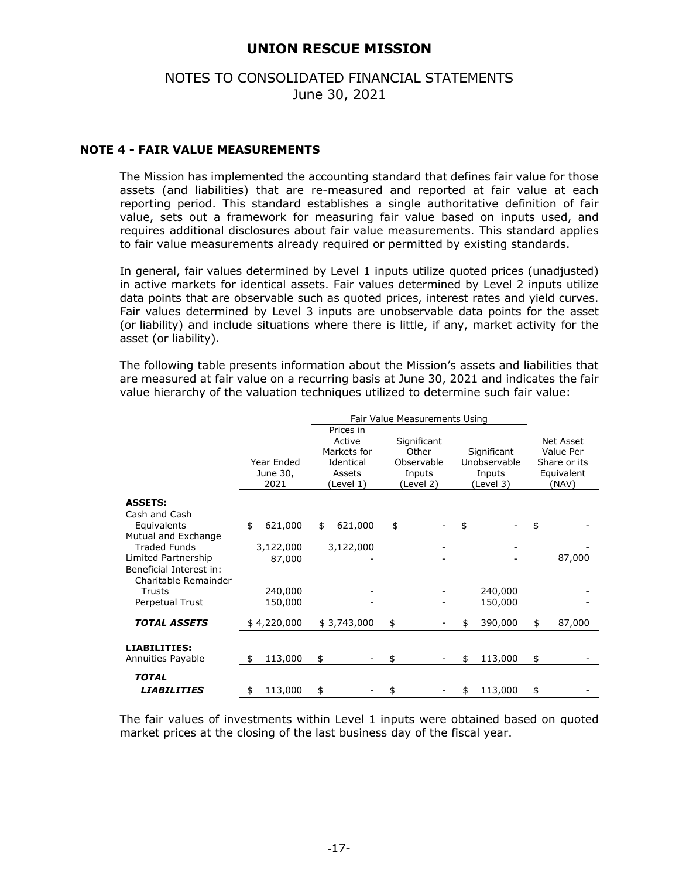# UNION RESCUE MISSION

## NOTES TO CONSOLIDATED FINANCIAL STATEMENTS
June 30, 2021

### NOTE 4 - FAIR VALUE MEASUREMENTS

The Mission has implemented the accounting standard that defines fair value for those assets (and liabilities) that are re-measured and reported at fair value at each reporting period. This standard establishes a single authoritative definition of fair value, sets out a framework for measuring fair value based on inputs used, and requires additional disclosures about fair value measurements. This standard applies to fair value measurements already required or permitted by existing standards.

In general, fair values determined by Level 1 inputs utilize quoted prices (unadjusted) in active markets for identical assets. Fair values determined by Level 2 inputs utilize data points that are observable such as quoted prices, interest rates and yield curves. Fair values determined by Level 3 inputs are unobservable data points for the asset (or liability) and include situations where there is little, if any, market activity for the asset (or liability).

The following table presents information about the Mission's assets and liabilities that are measured at fair value on a recurring basis at June 30, 2021 and indicates the fair value hierarchy of the valuation techniques utilized to determine such fair value:

| | | Fair Value Measurements Using | | | |
|---|---|---|---|---|---|
| | Year Ended June 30, 2021 | Prices in Active Markets for Identical Assets (Level 1) | Significant Other Observable Inputs (Level 2) | Significant Unobservable Inputs (Level 3) | Net Asset Value Per Share or its Equivalent (NAV) |
| **ASSETS:** | | | | | |
| Cash and Cash Equivalents | $ 621,000 | $ 621,000 | $ - | $ - | $ - |
| Mutual and Exchange Traded Funds | 3,122,000 | 3,122,000 | - | - | - |
| Limited Partnership | 87,000 | - | - | - | 87,000 |
| Beneficial Interest in: | | | | | |
| Charitable Remainder Trusts | 240,000 | - | - | 240,000 | - |
| Perpetual Trust | 150,000 | - | - | 150,000 | - |
| ***TOTAL ASSETS*** | $ 4,220,000 | $ 3,743,000 | $ - | $ 390,000 | $ 87,000 |
| **LIABILITIES:** | | | | | |
| Annuities Payable | $ 113,000 | $ - | $ - | $ 113,000 | $ - |
| ***TOTAL LIABILITIES*** | $ 113,000 | $ - | $ - | $ 113,000 | $ - |

The fair values of investments within Level 1 inputs were obtained based on quoted market prices at the closing of the last business day of the fiscal year.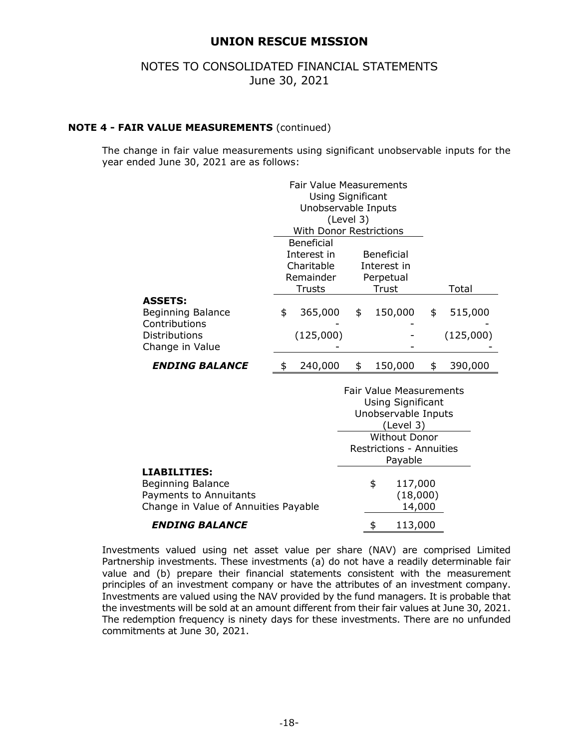# UNION RESCUE MISSION

## NOTES TO CONSOLIDATED FINANCIAL STATEMENTS
June 30, 2021

### NOTE 4 - FAIR VALUE MEASUREMENTS (continued)

The change in fair value measurements using significant unobservable inputs for the year ended June 30, 2021 are as follows:

| | Fair Value Measurements Using Significant Unobservable Inputs (Level 3) With Donor Restrictions | | |
|---|---|---|---|
| | Beneficial Interest in Charitable Remainder Trusts | Beneficial Interest in Perpetual Trust | Total |
| **ASSETS:** | | | |
| Beginning Balance | $ 365,000 | $ 150,000 | $ 515,000 |
| Contributions | - | - | - |
| Distributions | (125,000) | - | (125,000) |
| Change in Value | - | - | - |
| ***ENDING BALANCE*** | $ 240,000 | $ 150,000 | $ 390,000 |

| | Fair Value Measurements Using Significant Unobservable Inputs (Level 3) |
|---|---|
| | Without Donor Restrictions - Annuities Payable |
| **LIABILITIES:** | |
| Beginning Balance | $ 117,000 |
| Payments to Annuitants | (18,000) |
| Change in Value of Annuities Payable | 14,000 |
| ***ENDING BALANCE*** | $ 113,000 |

Investments valued using net asset value per share (NAV) are comprised Limited Partnership investments. These investments (a) do not have a readily determinable fair value and (b) prepare their financial statements consistent with the measurement principles of an investment company or have the attributes of an investment company. Investments are valued using the NAV provided by the fund managers. It is probable that the investments will be sold at an amount different from their fair values at June 30, 2021. The redemption frequency is ninety days for these investments. There are no unfunded commitments at June 30, 2021.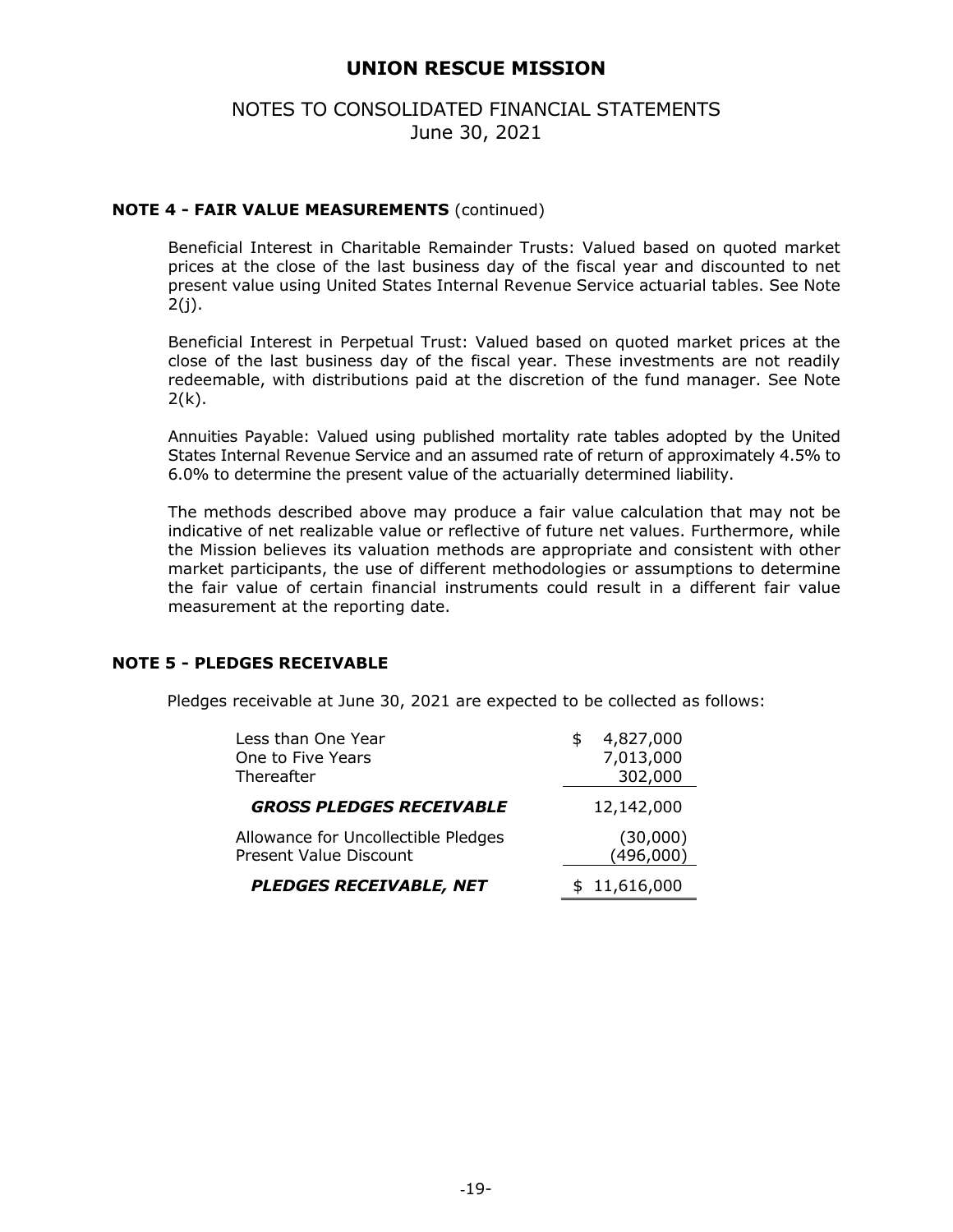# UNION RESCUE MISSION

## NOTES TO CONSOLIDATED FINANCIAL STATEMENTS
June 30, 2021

### NOTE 4 - FAIR VALUE MEASUREMENTS (continued)

Beneficial Interest in Charitable Remainder Trusts: Valued based on quoted market prices at the close of the last business day of the fiscal year and discounted to net present value using United States Internal Revenue Service actuarial tables. See Note 2(j).

Beneficial Interest in Perpetual Trust: Valued based on quoted market prices at the close of the last business day of the fiscal year. These investments are not readily redeemable, with distributions paid at the discretion of the fund manager. See Note 2(k).

Annuities Payable: Valued using published mortality rate tables adopted by the United States Internal Revenue Service and an assumed rate of return of approximately 4.5% to 6.0% to determine the present value of the actuarially determined liability.

The methods described above may produce a fair value calculation that may not be indicative of net realizable value or reflective of future net values. Furthermore, while the Mission believes its valuation methods are appropriate and consistent with other market participants, the use of different methodologies or assumptions to determine the fair value of certain financial instruments could result in a different fair value measurement at the reporting date.

### NOTE 5 - PLEDGES RECEIVABLE

Pledges receivable at June 30, 2021 are expected to be collected as follows:

| | |
|---|---|
| Less than One Year | $ 4,827,000 |
| One to Five Years | 7,013,000 |
| Thereafter | 302,000 |
| ***GROSS PLEDGES RECEIVABLE*** | 12,142,000 |
| Allowance for Uncollectible Pledges | (30,000) |
| Present Value Discount | (496,000) |
| ***PLEDGES RECEIVABLE, NET*** | $ 11,616,000 |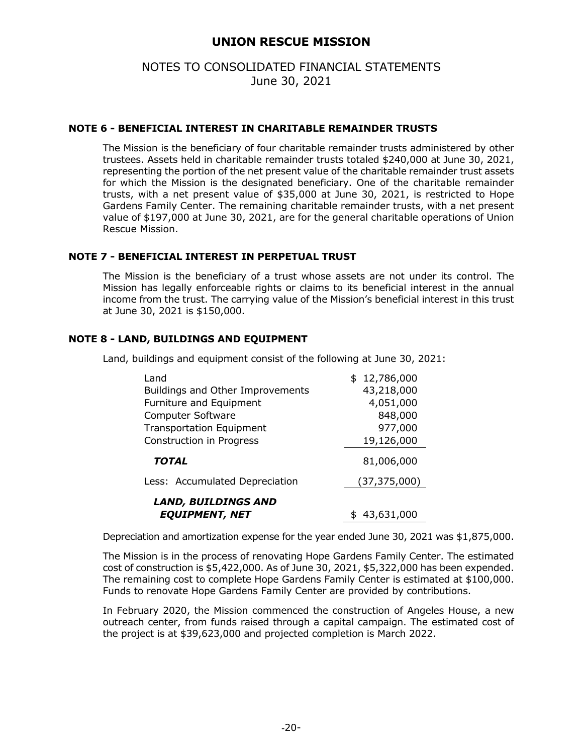# UNION RESCUE MISSION

## NOTES TO CONSOLIDATED FINANCIAL STATEMENTS
June 30, 2021

### NOTE 6 - BENEFICIAL INTEREST IN CHARITABLE REMAINDER TRUSTS

The Mission is the beneficiary of four charitable remainder trusts administered by other trustees. Assets held in charitable remainder trusts totaled $240,000 at June 30, 2021, representing the portion of the net present value of the charitable remainder trust assets for which the Mission is the designated beneficiary. One of the charitable remainder trusts, with a net present value of $35,000 at June 30, 2021, is restricted to Hope Gardens Family Center. The remaining charitable remainder trusts, with a net present value of $197,000 at June 30, 2021, are for the general charitable operations of Union Rescue Mission.

### NOTE 7 - BENEFICIAL INTEREST IN PERPETUAL TRUST

The Mission is the beneficiary of a trust whose assets are not under its control. The Mission has legally enforceable rights or claims to its beneficial interest in the annual income from the trust. The carrying value of the Mission's beneficial interest in this trust at June 30, 2021 is $150,000.

### NOTE 8 - LAND, BUILDINGS AND EQUIPMENT

Land, buildings and equipment consist of the following at June 30, 2021:

| | |
|---|---|
| Land | $ 12,786,000 |
| Buildings and Other Improvements | 43,218,000 |
| Furniture and Equipment | 4,051,000 |
| Computer Software | 848,000 |
| Transportation Equipment | 977,000 |
| Construction in Progress | 19,126,000 |
| ***TOTAL*** | 81,006,000 |
| Less: Accumulated Depreciation | (37,375,000) |
| ***LAND, BUILDINGS AND EQUIPMENT, NET*** | $ 43,631,000 |

Depreciation and amortization expense for the year ended June 30, 2021 was $1,875,000.

The Mission is in the process of renovating Hope Gardens Family Center. The estimated cost of construction is $5,422,000. As of June 30, 2021, $5,322,000 has been expended. The remaining cost to complete Hope Gardens Family Center is estimated at $100,000. Funds to renovate Hope Gardens Family Center are provided by contributions.

In February 2020, the Mission commenced the construction of Angeles House, a new outreach center, from funds raised through a capital campaign. The estimated cost of the project is at $39,623,000 and projected completion is March 2022.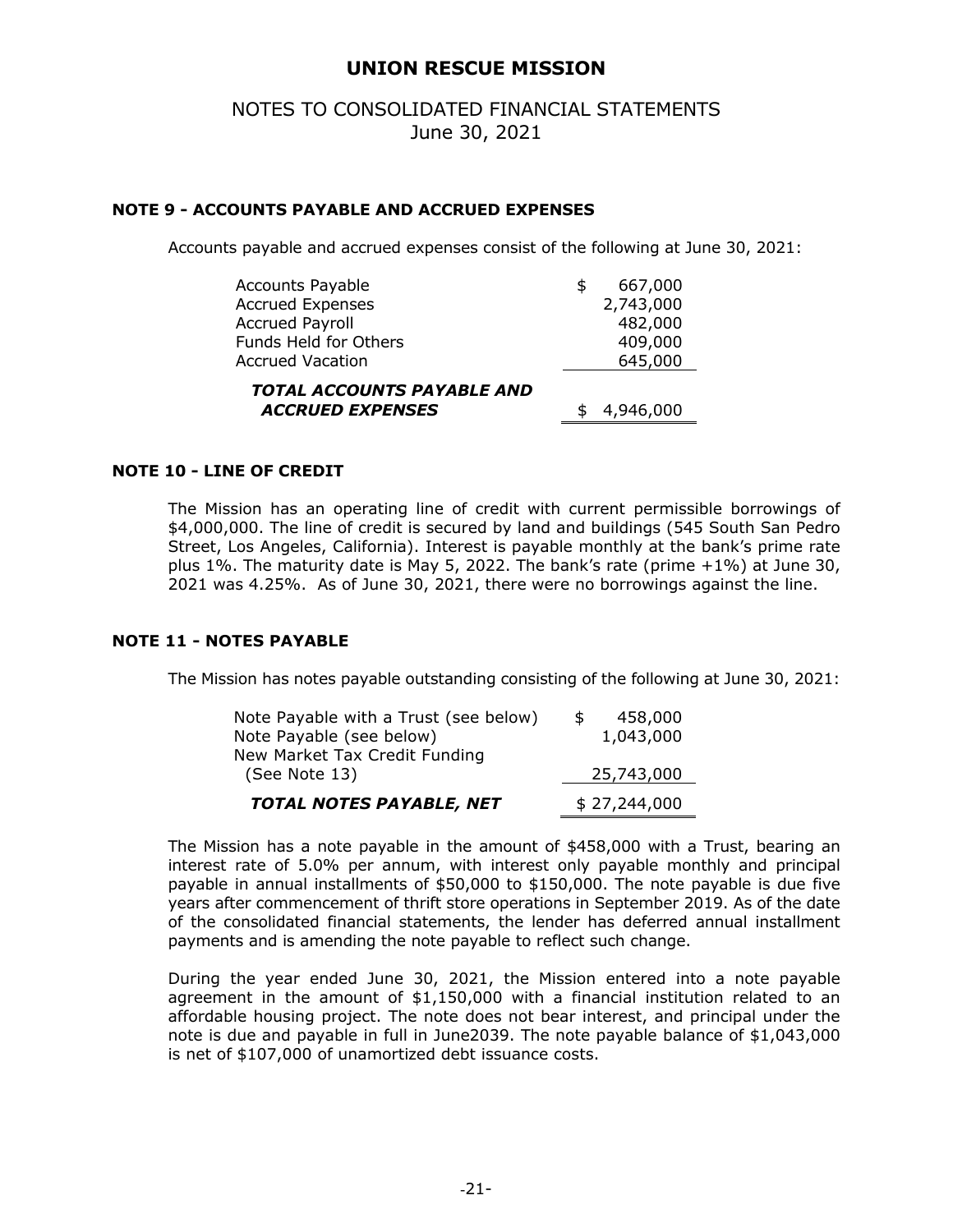# UNION RESCUE MISSION

## NOTES TO CONSOLIDATED FINANCIAL STATEMENTS
June 30, 2021

### NOTE 9 - ACCOUNTS PAYABLE AND ACCRUED EXPENSES

Accounts payable and accrued expenses consist of the following at June 30, 2021:

| | |
|---|---|
| Accounts Payable | $ 667,000 |
| Accrued Expenses | 2,743,000 |
| Accrued Payroll | 482,000 |
| Funds Held for Others | 409,000 |
| Accrued Vacation | 645,000 |
| ***TOTAL ACCOUNTS PAYABLE AND ACCRUED EXPENSES*** | $ 4,946,000 |

### NOTE 10 - LINE OF CREDIT

The Mission has an operating line of credit with current permissible borrowings of $4,000,000. The line of credit is secured by land and buildings (545 South San Pedro Street, Los Angeles, California). Interest is payable monthly at the bank's prime rate plus 1%. The maturity date is May 5, 2022. The bank's rate (prime +1%) at June 30, 2021 was 4.25%. As of June 30, 2021, there were no borrowings against the line.

### NOTE 11 - NOTES PAYABLE

The Mission has notes payable outstanding consisting of the following at June 30, 2021:

| | |
|---|---|
| Note Payable with a Trust (see below) | $ 458,000 |
| Note Payable (see below) | 1,043,000 |
| New Market Tax Credit Funding (See Note 13) | 25,743,000 |
| ***TOTAL NOTES PAYABLE, NET*** | $ 27,244,000 |

The Mission has a note payable in the amount of $458,000 with a Trust, bearing an interest rate of 5.0% per annum, with interest only payable monthly and principal payable in annual installments of $50,000 to $150,000. The note payable is due five years after commencement of thrift store operations in September 2019. As of the date of the consolidated financial statements, the lender has deferred annual installment payments and is amending the note payable to reflect such change.

During the year ended June 30, 2021, the Mission entered into a note payable agreement in the amount of $1,150,000 with a financial institution related to an affordable housing project. The note does not bear interest, and principal under the note is due and payable in full in June2039. The note payable balance of $1,043,000 is net of $107,000 of unamortized debt issuance costs.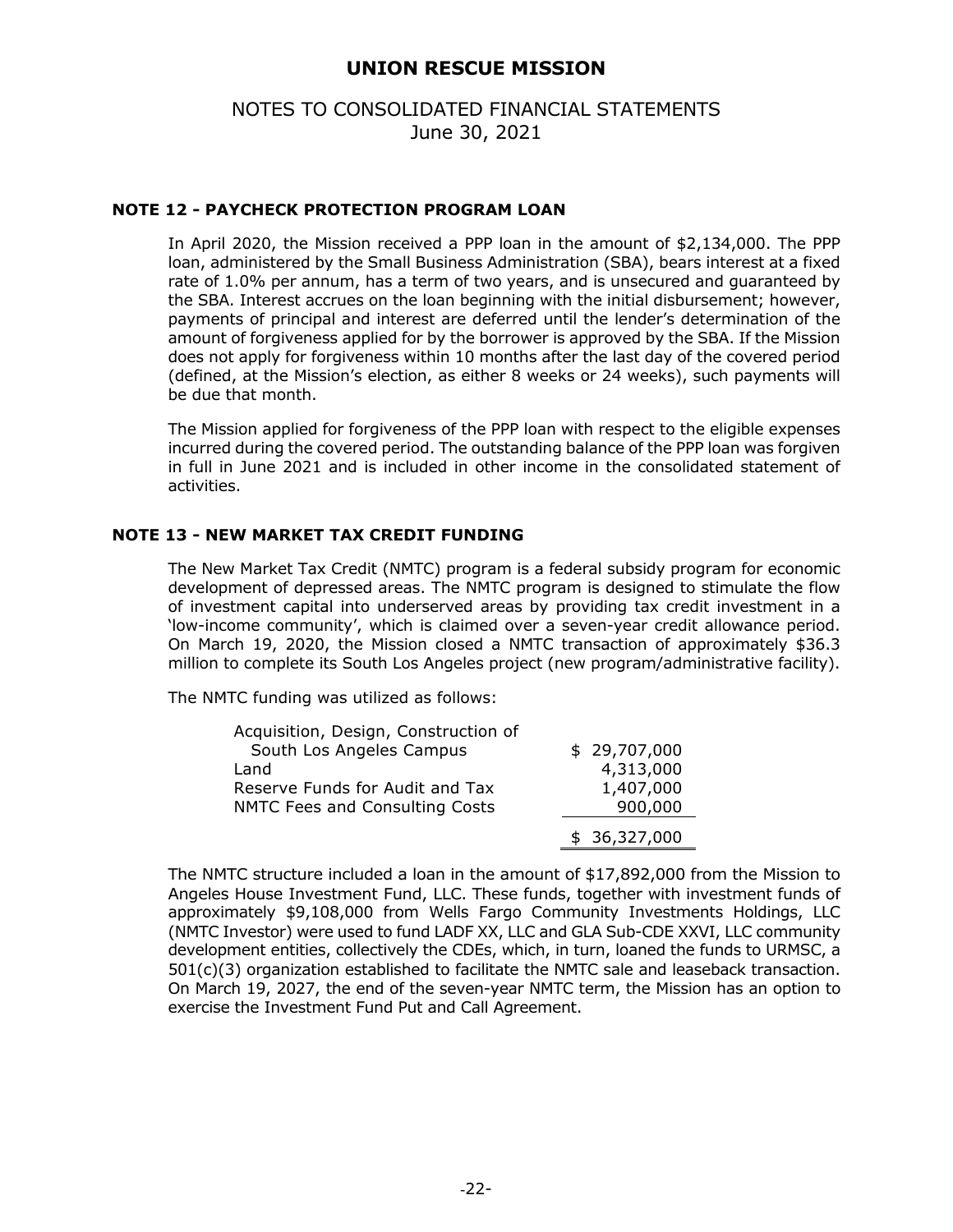# UNION RESCUE MISSION

## NOTES TO CONSOLIDATED FINANCIAL STATEMENTS
June 30, 2021

### NOTE 12 - PAYCHECK PROTECTION PROGRAM LOAN

In April 2020, the Mission received a PPP loan in the amount of $2,134,000. The PPP loan, administered by the Small Business Administration (SBA), bears interest at a fixed rate of 1.0% per annum, has a term of two years, and is unsecured and guaranteed by the SBA. Interest accrues on the loan beginning with the initial disbursement; however, payments of principal and interest are deferred until the lender's determination of the amount of forgiveness applied for by the borrower is approved by the SBA. If the Mission does not apply for forgiveness within 10 months after the last day of the covered period (defined, at the Mission's election, as either 8 weeks or 24 weeks), such payments will be due that month.

The Mission applied for forgiveness of the PPP loan with respect to the eligible expenses incurred during the covered period. The outstanding balance of the PPP loan was forgiven in full in June 2021 and is included in other income in the consolidated statement of activities.

### NOTE 13 - NEW MARKET TAX CREDIT FUNDING

The New Market Tax Credit (NMTC) program is a federal subsidy program for economic development of depressed areas. The NMTC program is designed to stimulate the flow of investment capital into underserved areas by providing tax credit investment in a 'low-income community', which is claimed over a seven-year credit allowance period. On March 19, 2020, the Mission closed a NMTC transaction of approximately $36.3 million to complete its South Los Angeles project (new program/administrative facility).

The NMTC funding was utilized as follows:

| | |
|---|---|
| Acquisition, Design, Construction of South Los Angeles Campus | $ 29,707,000 |
| Land | 4,313,000 |
| Reserve Funds for Audit and Tax | 1,407,000 |
| NMTC Fees and Consulting Costs | 900,000 |
| | $ 36,327,000 |

The NMTC structure included a loan in the amount of $17,892,000 from the Mission to Angeles House Investment Fund, LLC. These funds, together with investment funds of approximately $9,108,000 from Wells Fargo Community Investments Holdings, LLC (NMTC Investor) were used to fund LADF XX, LLC and GLA Sub-CDE XXVI, LLC community development entities, collectively the CDEs, which, in turn, loaned the funds to URMSC, a 501(c)(3) organization established to facilitate the NMTC sale and leaseback transaction. On March 19, 2027, the end of the seven-year NMTC term, the Mission has an option to exercise the Investment Fund Put and Call Agreement.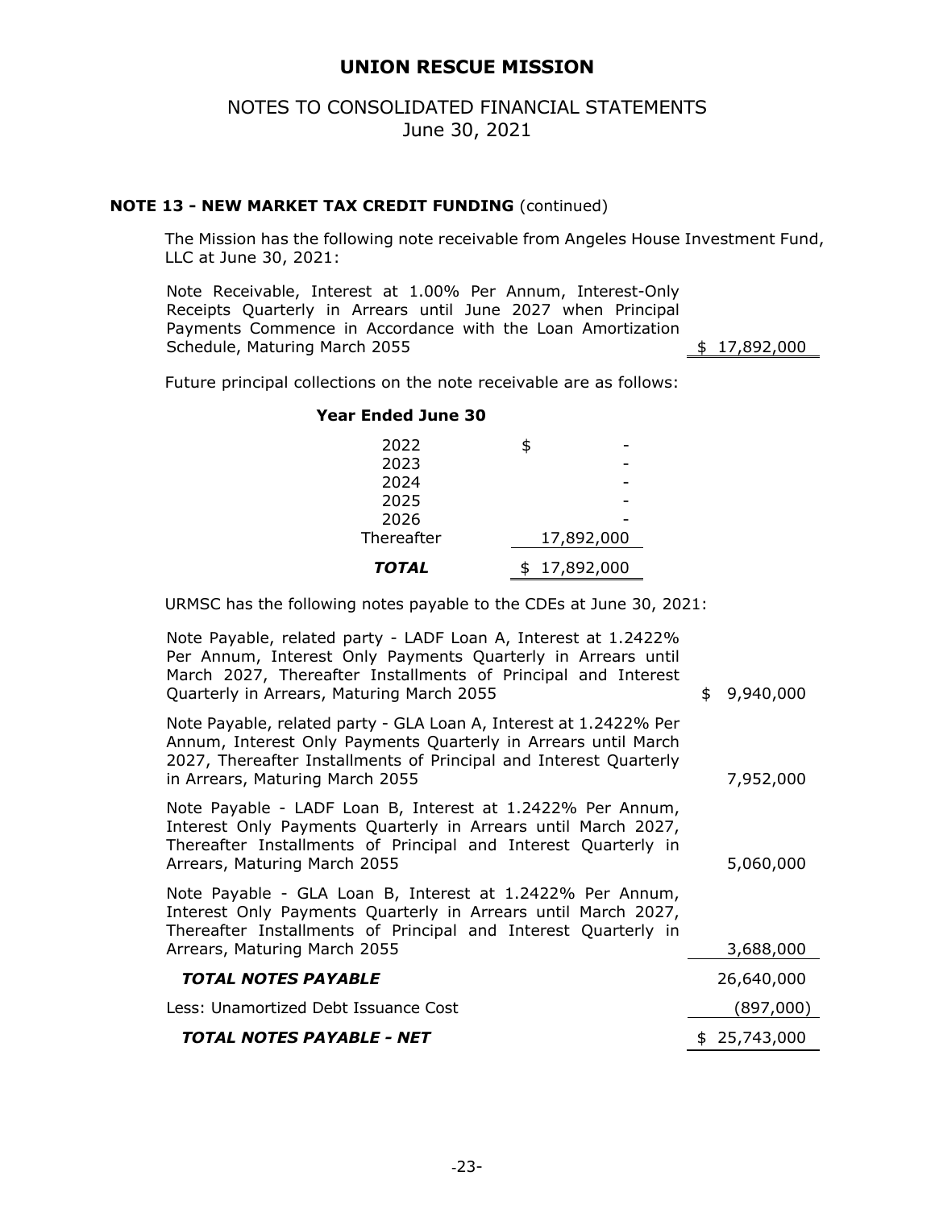**NOTE 13 - NEW MARKET TAX CREDIT FUNDING** (continued)

The Mission has the following note receivable from Angeles House Investment Fund, LLC at June 30, 2021:

| | |
|---|---|
| Note Receivable, Interest at 1.00% Per Annum, Interest-Only Receipts Quarterly in Arrears until June 2027 when Principal Payments Commence in Accordance with the Loan Amortization Schedule, Maturing March 2055 | $ 17,892,000 |

Future principal collections on the note receivable are as follows:

| **Year Ended June 30** | |
|---|---|
| 2022 | $ - |
| 2023 | - |
| 2024 | - |
| 2025 | - |
| 2026 | - |
| Thereafter | 17,892,000 |
| ***TOTAL*** | $ 17,892,000 |

URMSC has the following notes payable to the CDEs at June 30, 2021:

| | |
|---|---|
| Note Payable, related party - LADF Loan A, Interest at 1.2422% Per Annum, Interest Only Payments Quarterly in Arrears until March 2027, Thereafter Installments of Principal and Interest Quarterly in Arrears, Maturing March 2055 | $ 9,940,000 |
| Note Payable, related party - GLA Loan A, Interest at 1.2422% Per Annum, Interest Only Payments Quarterly in Arrears until March 2027, Thereafter Installments of Principal and Interest Quarterly in Arrears, Maturing March 2055 | 7,952,000 |
| Note Payable - LADF Loan B, Interest at 1.2422% Per Annum, Interest Only Payments Quarterly in Arrears until March 2027, Thereafter Installments of Principal and Interest Quarterly in Arrears, Maturing March 2055 | 5,060,000 |
| Note Payable - GLA Loan B, Interest at 1.2422% Per Annum, Interest Only Payments Quarterly in Arrears until March 2027, Thereafter Installments of Principal and Interest Quarterly in Arrears, Maturing March 2055 | 3,688,000 |
| ***TOTAL NOTES PAYABLE*** | 26,640,000 |
| Less: Unamortized Debt Issuance Cost | (897,000) |
| ***TOTAL NOTES PAYABLE - NET*** | $ 25,743,000 |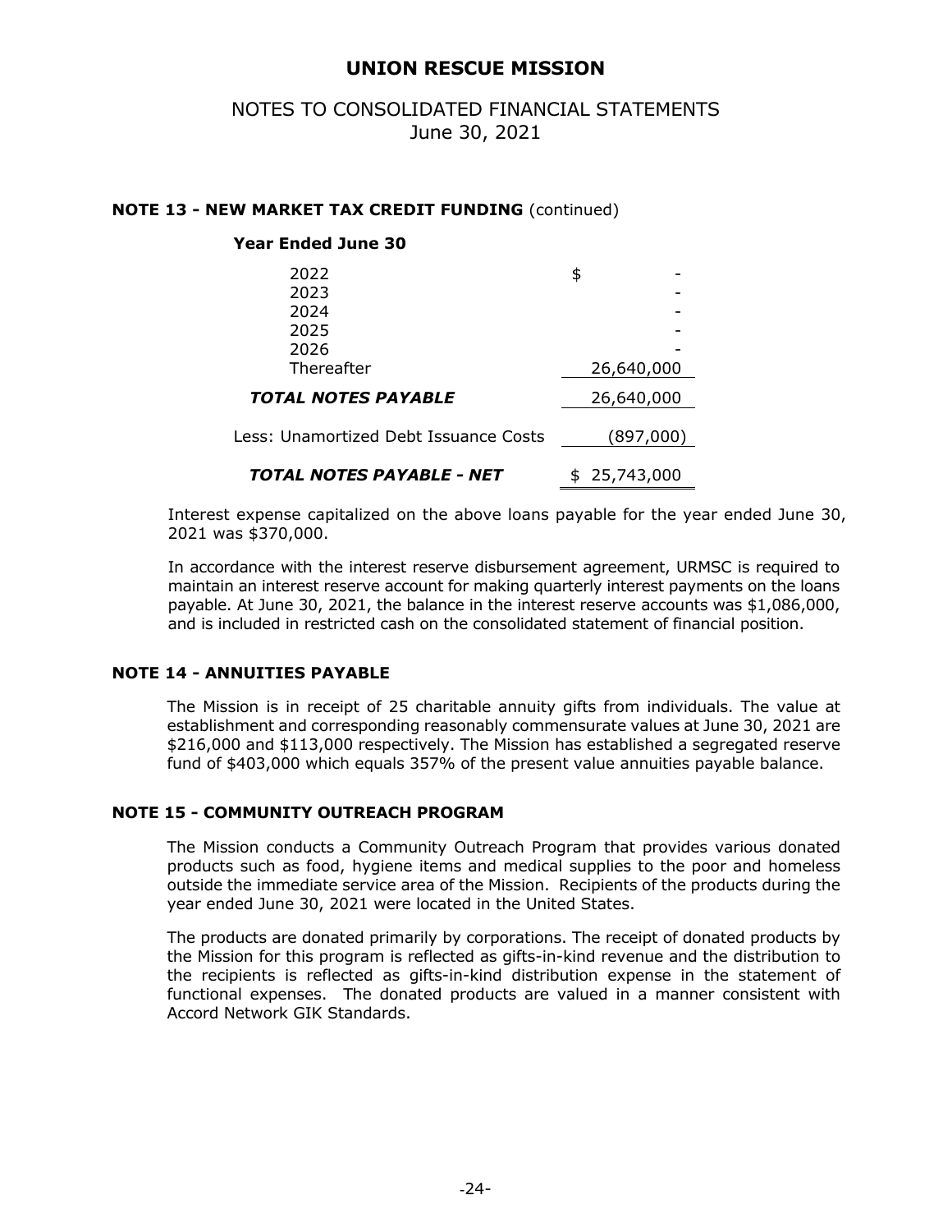## NOTE 13 - NEW MARKET TAX CREDIT FUNDING (continued)

| **Year Ended June 30** | |
|---|---|
| 2022 | $ - |
| 2023 | - |
| 2024 | - |
| 2025 | - |
| 2026 | - |
| Thereafter | 26,640,000 |
| ***TOTAL NOTES PAYABLE*** | 26,640,000 |
| Less: Unamortized Debt Issuance Costs | (897,000) |
| ***TOTAL NOTES PAYABLE - NET*** | $ 25,743,000 |

Interest expense capitalized on the above loans payable for the year ended June 30, 2021 was $370,000.

In accordance with the interest reserve disbursement agreement, URMSC is required to maintain an interest reserve account for making quarterly interest payments on the loans payable. At June 30, 2021, the balance in the interest reserve accounts was $1,086,000, and is included in restricted cash on the consolidated statement of financial position.

## NOTE 14 - ANNUITIES PAYABLE

The Mission is in receipt of 25 charitable annuity gifts from individuals. The value at establishment and corresponding reasonably commensurate values at June 30, 2021 are $216,000 and $113,000 respectively. The Mission has established a segregated reserve fund of $403,000 which equals 357% of the present value annuities payable balance.

## NOTE 15 - COMMUNITY OUTREACH PROGRAM

The Mission conducts a Community Outreach Program that provides various donated products such as food, hygiene items and medical supplies to the poor and homeless outside the immediate service area of the Mission. Recipients of the products during the year ended June 30, 2021 were located in the United States.

The products are donated primarily by corporations. The receipt of donated products by the Mission for this program is reflected as gifts-in-kind revenue and the distribution to the recipients is reflected as gifts-in-kind distribution expense in the statement of functional expenses. The donated products are valued in a manner consistent with Accord Network GIK Standards.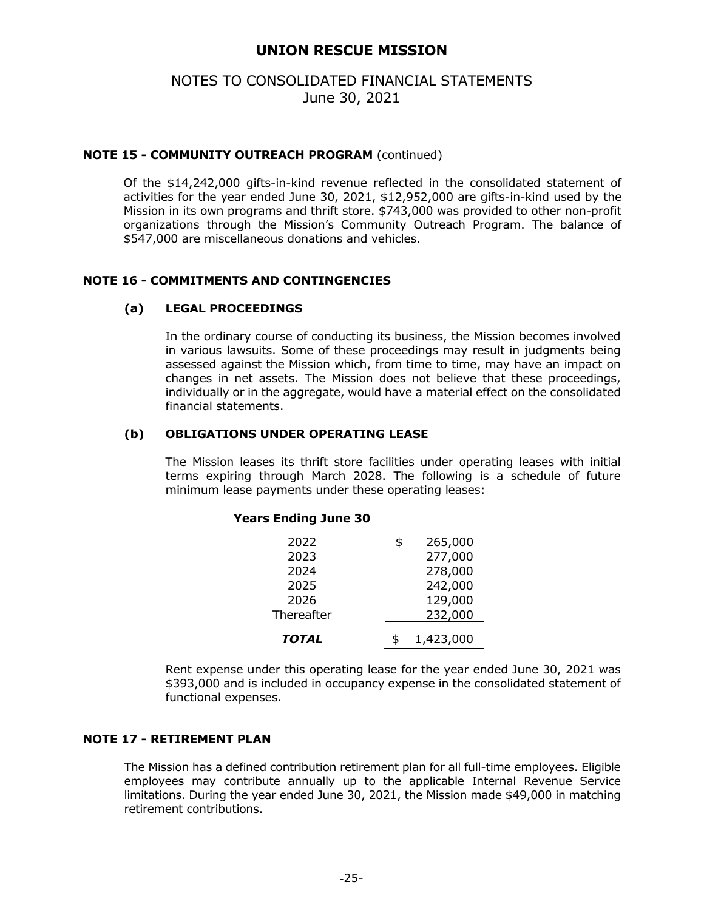# UNION RESCUE MISSION

## NOTES TO CONSOLIDATED FINANCIAL STATEMENTS
June 30, 2021

### NOTE 15 - COMMUNITY OUTREACH PROGRAM (continued)

Of the $14,242,000 gifts-in-kind revenue reflected in the consolidated statement of activities for the year ended June 30, 2021, $12,952,000 are gifts-in-kind used by the Mission in its own programs and thrift store. $743,000 was provided to other non-profit organizations through the Mission's Community Outreach Program. The balance of $547,000 are miscellaneous donations and vehicles.

### NOTE 16 - COMMITMENTS AND CONTINGENCIES

#### (a) LEGAL PROCEEDINGS

In the ordinary course of conducting its business, the Mission becomes involved in various lawsuits. Some of these proceedings may result in judgments being assessed against the Mission which, from time to time, may have an impact on changes in net assets. The Mission does not believe that these proceedings, individually or in the aggregate, would have a material effect on the consolidated financial statements.

#### (b) OBLIGATIONS UNDER OPERATING LEASE

The Mission leases its thrift store facilities under operating leases with initial terms expiring through March 2028. The following is a schedule of future minimum lease payments under these operating leases:

| Years Ending June 30 | |
|---|---|
| 2022 | $ 265,000 |
| 2023 | 277,000 |
| 2024 | 278,000 |
| 2025 | 242,000 |
| 2026 | 129,000 |
| Thereafter | 232,000 |
| ***TOTAL*** | $ 1,423,000 |

Rent expense under this operating lease for the year ended June 30, 2021 was $393,000 and is included in occupancy expense in the consolidated statement of functional expenses.

### NOTE 17 - RETIREMENT PLAN

The Mission has a defined contribution retirement plan for all full-time employees. Eligible employees may contribute annually up to the applicable Internal Revenue Service limitations. During the year ended June 30, 2021, the Mission made $49,000 in matching retirement contributions.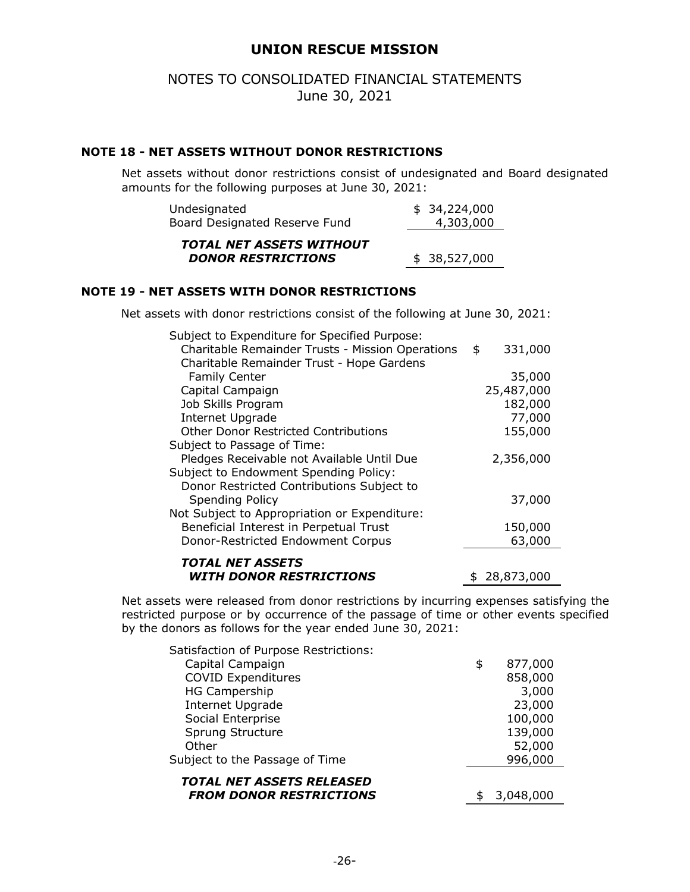# UNION RESCUE MISSION

## NOTES TO CONSOLIDATED FINANCIAL STATEMENTS
June 30, 2021

### NOTE 18 - NET ASSETS WITHOUT DONOR RESTRICTIONS

Net assets without donor restrictions consist of undesignated and Board designated amounts for the following purposes at June 30, 2021:

| | |
|---|---|
| Undesignated | $ 34,224,000 |
| Board Designated Reserve Fund | 4,303,000 |
| ***TOTAL NET ASSETS WITHOUT DONOR RESTRICTIONS*** | $ 38,527,000 |

### NOTE 19 - NET ASSETS WITH DONOR RESTRICTIONS

Net assets with donor restrictions consist of the following at June 30, 2021:

| | |
|---|---|
| Subject to Expenditure for Specified Purpose: | |
| Charitable Remainder Trusts - Mission Operations | $ 331,000 |
| Charitable Remainder Trust - Hope Gardens Family Center | 35,000 |
| Capital Campaign | 25,487,000 |
| Job Skills Program | 182,000 |
| Internet Upgrade | 77,000 |
| Other Donor Restricted Contributions | 155,000 |
| Subject to Passage of Time: | |
| Pledges Receivable not Available Until Due | 2,356,000 |
| Subject to Endowment Spending Policy: | |
| Donor Restricted Contributions Subject to Spending Policy | 37,000 |
| Not Subject to Appropriation or Expenditure: | |
| Beneficial Interest in Perpetual Trust | 150,000 |
| Donor-Restricted Endowment Corpus | 63,000 |
| ***TOTAL NET ASSETS WITH DONOR RESTRICTIONS*** | $ 28,873,000 |

Net assets were released from donor restrictions by incurring expenses satisfying the restricted purpose or by occurrence of the passage of time or other events specified by the donors as follows for the year ended June 30, 2021:

| | |
|---|---|
| Satisfaction of Purpose Restrictions: | |
| Capital Campaign | $ 877,000 |
| COVID Expenditures | 858,000 |
| HG Campership | 3,000 |
| Internet Upgrade | 23,000 |
| Social Enterprise | 100,000 |
| Sprung Structure | 139,000 |
| Other | 52,000 |
| Subject to the Passage of Time | 996,000 |
| ***TOTAL NET ASSETS RELEASED FROM DONOR RESTRICTIONS*** | $ 3,048,000 |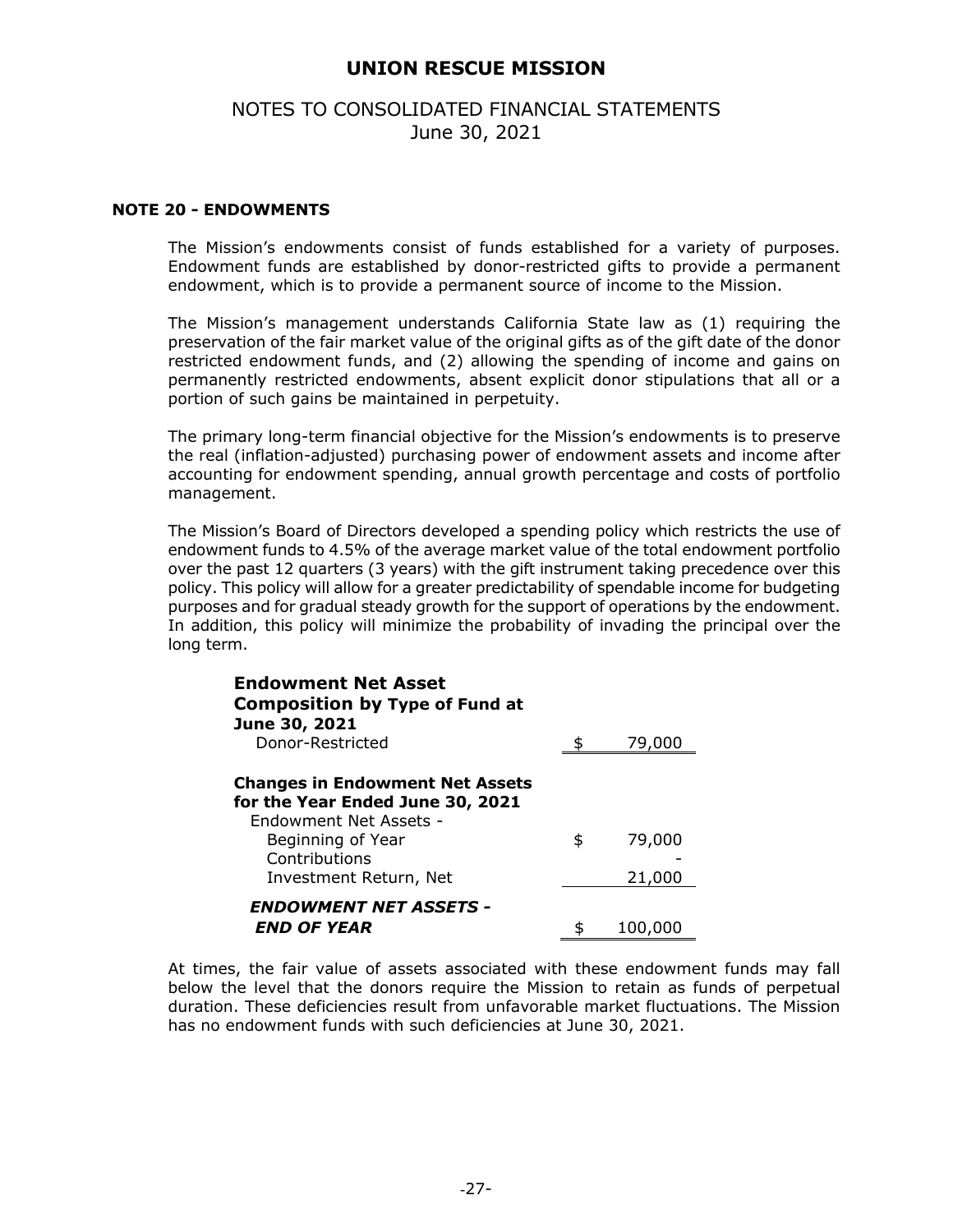# UNION RESCUE MISSION

## NOTES TO CONSOLIDATED FINANCIAL STATEMENTS
June 30, 2021

### NOTE 20 - ENDOWMENTS

The Mission's endowments consist of funds established for a variety of purposes. Endowment funds are established by donor-restricted gifts to provide a permanent endowment, which is to provide a permanent source of income to the Mission.

The Mission's management understands California State law as (1) requiring the preservation of the fair market value of the original gifts as of the gift date of the donor restricted endowment funds, and (2) allowing the spending of income and gains on permanently restricted endowments, absent explicit donor stipulations that all or a portion of such gains be maintained in perpetuity.

The primary long-term financial objective for the Mission's endowments is to preserve the real (inflation-adjusted) purchasing power of endowment assets and income after accounting for endowment spending, annual growth percentage and costs of portfolio management.

The Mission's Board of Directors developed a spending policy which restricts the use of endowment funds to 4.5% of the average market value of the total endowment portfolio over the past 12 quarters (3 years) with the gift instrument taking precedence over this policy. This policy will allow for a greater predictability of spendable income for budgeting purposes and for gradual steady growth for the support of operations by the endowment. In addition, this policy will minimize the probability of invading the principal over the long term.

| | |
|---|---|
| **Endowment Net Asset Composition by Type of Fund at June 30, 2021** | |
| Donor-Restricted | $ 79,000 |
| | |
| **Changes in Endowment Net Assets for the Year Ended June 30, 2021** | |
| Endowment Net Assets - | |
| Beginning of Year | $ 79,000 |
| Contributions | - |
| Investment Return, Net | 21,000 |
| ***ENDOWMENT NET ASSETS - END OF YEAR*** | $ 100,000 |

At times, the fair value of assets associated with these endowment funds may fall below the level that the donors require the Mission to retain as funds of perpetual duration. These deficiencies result from unfavorable market fluctuations. The Mission has no endowment funds with such deficiencies at June 30, 2021.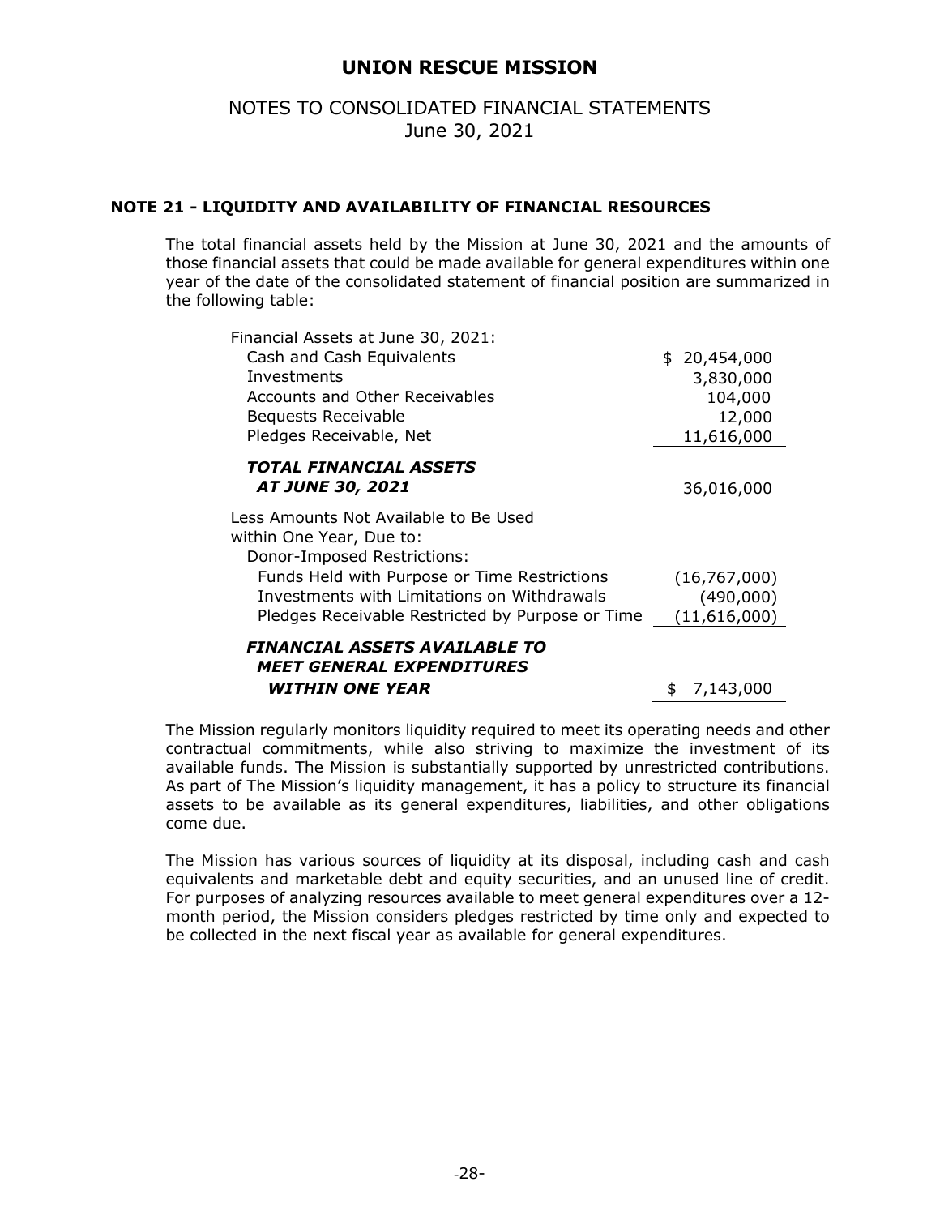# UNION RESCUE MISSION

## NOTES TO CONSOLIDATED FINANCIAL STATEMENTS
June 30, 2021

### NOTE 21 - LIQUIDITY AND AVAILABILITY OF FINANCIAL RESOURCES

The total financial assets held by the Mission at June 30, 2021 and the amounts of those financial assets that could be made available for general expenditures within one year of the date of the consolidated statement of financial position are summarized in the following table:

| | |
|---|---|
| Financial Assets at June 30, 2021: | |
| Cash and Cash Equivalents | $ 20,454,000 |
| Investments | 3,830,000 |
| Accounts and Other Receivables | 104,000 |
| Bequests Receivable | 12,000 |
| Pledges Receivable, Net | 11,616,000 |
| ***TOTAL FINANCIAL ASSETS AT JUNE 30, 2021*** | 36,016,000 |
| Less Amounts Not Available to Be Used within One Year, Due to: | |
| Donor-Imposed Restrictions: | |
| Funds Held with Purpose or Time Restrictions | (16,767,000) |
| Investments with Limitations on Withdrawals | (490,000) |
| Pledges Receivable Restricted by Purpose or Time | (11,616,000) |
| ***FINANCIAL ASSETS AVAILABLE TO MEET GENERAL EXPENDITURES WITHIN ONE YEAR*** | $ 7,143,000 |

The Mission regularly monitors liquidity required to meet its operating needs and other contractual commitments, while also striving to maximize the investment of its available funds. The Mission is substantially supported by unrestricted contributions. As part of The Mission's liquidity management, it has a policy to structure its financial assets to be available as its general expenditures, liabilities, and other obligations come due.

The Mission has various sources of liquidity at its disposal, including cash and cash equivalents and marketable debt and equity securities, and an unused line of credit. For purposes of analyzing resources available to meet general expenditures over a 12-month period, the Mission considers pledges restricted by time only and expected to be collected in the next fiscal year as available for general expenditures.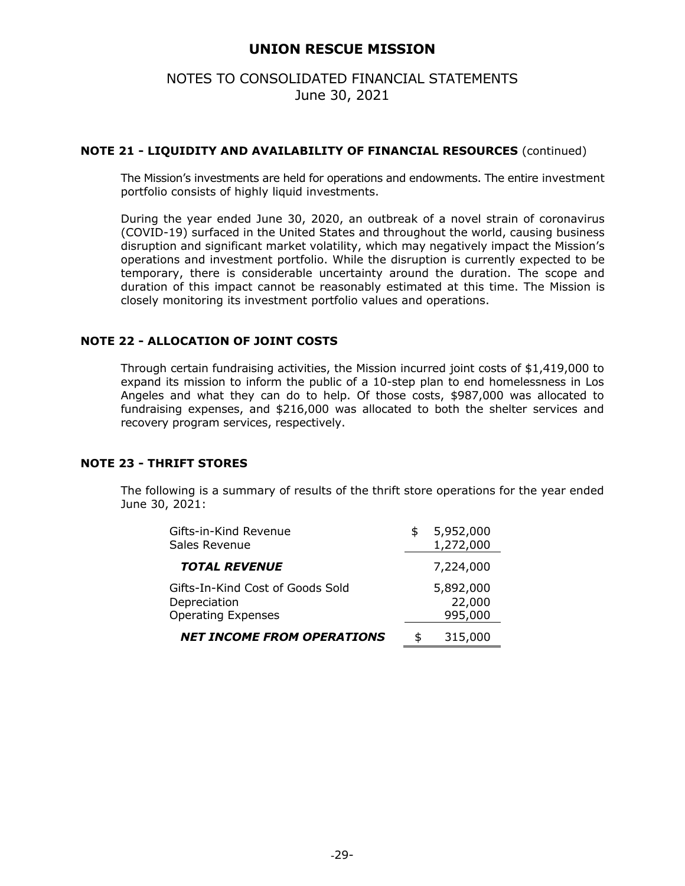# UNION RESCUE MISSION

## NOTES TO CONSOLIDATED FINANCIAL STATEMENTS
June 30, 2021

### NOTE 21 - LIQUIDITY AND AVAILABILITY OF FINANCIAL RESOURCES (continued)

The Mission's investments are held for operations and endowments. The entire investment portfolio consists of highly liquid investments.

During the year ended June 30, 2020, an outbreak of a novel strain of coronavirus (COVID-19) surfaced in the United States and throughout the world, causing business disruption and significant market volatility, which may negatively impact the Mission's operations and investment portfolio. While the disruption is currently expected to be temporary, there is considerable uncertainty around the duration. The scope and duration of this impact cannot be reasonably estimated at this time. The Mission is closely monitoring its investment portfolio values and operations.

### NOTE 22 - ALLOCATION OF JOINT COSTS

Through certain fundraising activities, the Mission incurred joint costs of $1,419,000 to expand its mission to inform the public of a 10-step plan to end homelessness in Los Angeles and what they can do to help. Of those costs, $987,000 was allocated to fundraising expenses, and $216,000 was allocated to both the shelter services and recovery program services, respectively.

### NOTE 23 - THRIFT STORES

The following is a summary of results of the thrift store operations for the year ended June 30, 2021:

| | |
|---|---|
| Gifts-in-Kind Revenue | $ 5,952,000 |
| Sales Revenue | 1,272,000 |
| ***TOTAL REVENUE*** | 7,224,000 |
| Gifts-In-Kind Cost of Goods Sold | 5,892,000 |
| Depreciation | 22,000 |
| Operating Expenses | 995,000 |
| ***NET INCOME FROM OPERATIONS*** | $ 315,000 |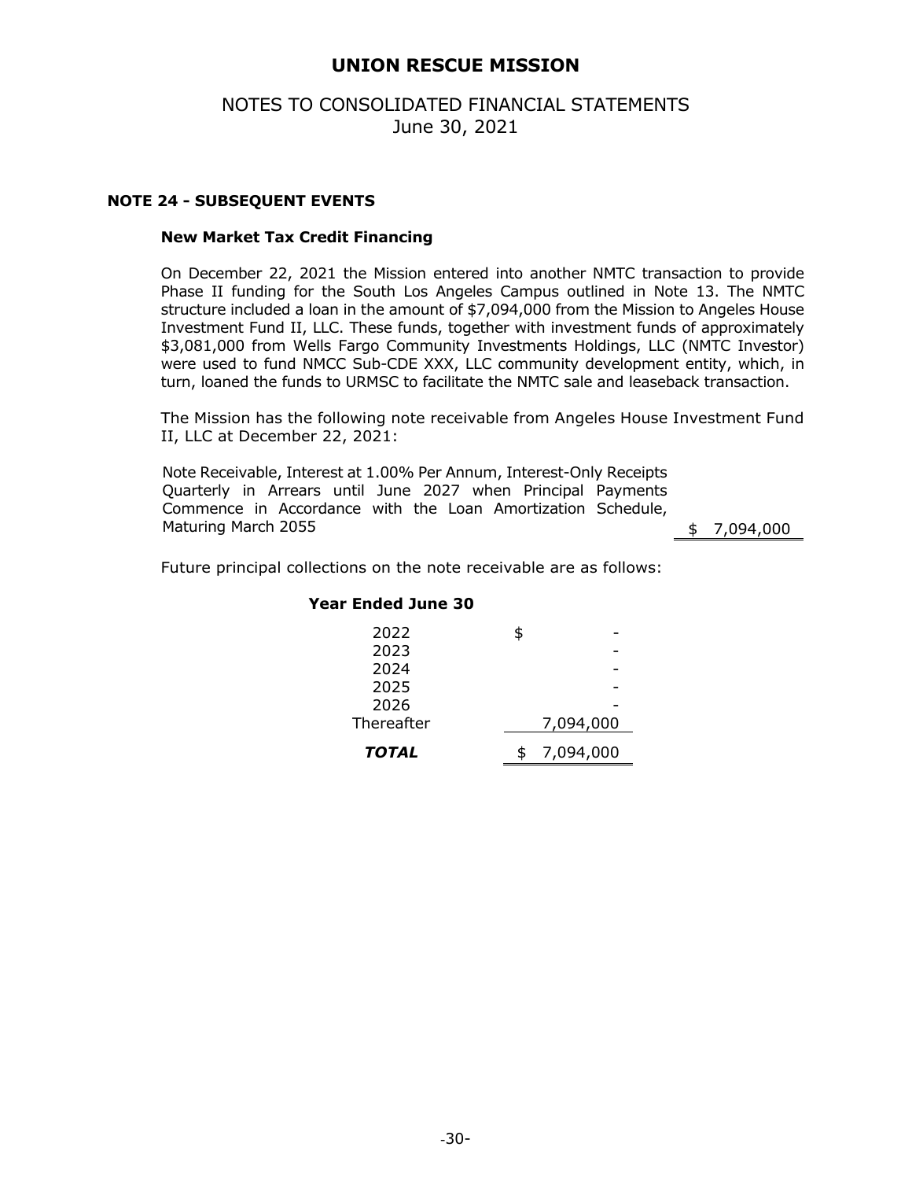# UNION RESCUE MISSION

## NOTES TO CONSOLIDATED FINANCIAL STATEMENTS
June 30, 2021

### NOTE 24 - SUBSEQUENT EVENTS

**New Market Tax Credit Financing**

On December 22, 2021 the Mission entered into another NMTC transaction to provide Phase II funding for the South Los Angeles Campus outlined in Note 13. The NMTC structure included a loan in the amount of $7,094,000 from the Mission to Angeles House Investment Fund II, LLC. These funds, together with investment funds of approximately $3,081,000 from Wells Fargo Community Investments Holdings, LLC (NMTC Investor) were used to fund NMCC Sub-CDE XXX, LLC community development entity, which, in turn, loaned the funds to URMSC to facilitate the NMTC sale and leaseback transaction.

The Mission has the following note receivable from Angeles House Investment Fund II, LLC at December 22, 2021:

| | |
|---|---|
| Note Receivable, Interest at 1.00% Per Annum, Interest-Only Receipts Quarterly in Arrears until June 2027 when Principal Payments Commence in Accordance with the Loan Amortization Schedule, Maturing March 2055 | $ 7,094,000 |

Future principal collections on the note receivable are as follows:

| Year Ended June 30 | |
|---|---|
| 2022 | $ - |
| 2023 | - |
| 2024 | - |
| 2025 | - |
| 2026 | - |
| Thereafter | 7,094,000 |
| ***TOTAL*** | $ 7,094,000 |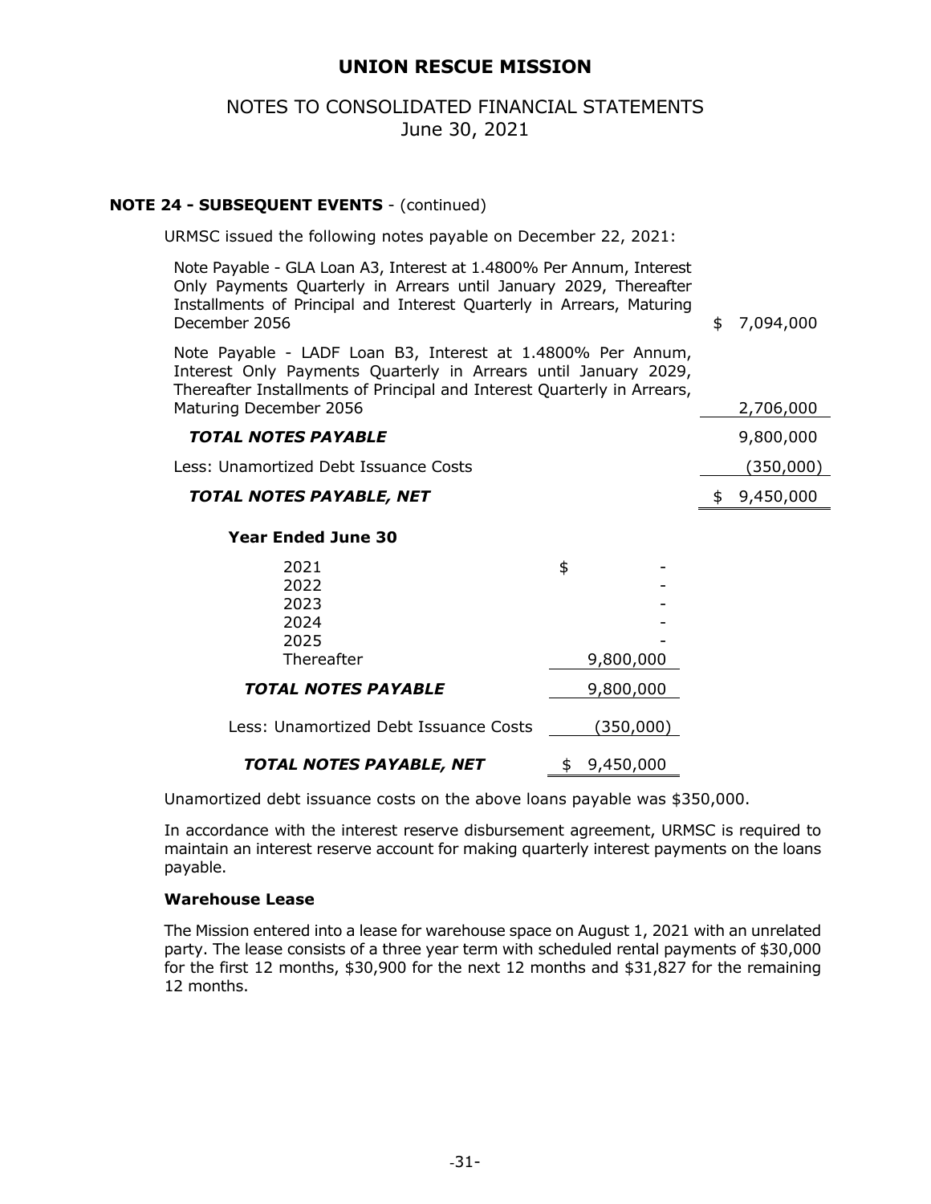# UNION RESCUE MISSION

## NOTES TO CONSOLIDATED FINANCIAL STATEMENTS
June 30, 2021

### NOTE 24 - SUBSEQUENT EVENTS - (continued)

URMSC issued the following notes payable on December 22, 2021:

| | |
|---|---|
| Note Payable - GLA Loan A3, Interest at 1.4800% Per Annum, Interest Only Payments Quarterly in Arrears until January 2029, Thereafter Installments of Principal and Interest Quarterly in Arrears, Maturing December 2056 | $ 7,094,000 |
| Note Payable - LADF Loan B3, Interest at 1.4800% Per Annum, Interest Only Payments Quarterly in Arrears until January 2029, Thereafter Installments of Principal and Interest Quarterly in Arrears, Maturing December 2056 | 2,706,000 |
| ***TOTAL NOTES PAYABLE*** | 9,800,000 |
| Less: Unamortized Debt Issuance Costs | (350,000) |
| ***TOTAL NOTES PAYABLE, NET*** | $ 9,450,000 |

| Year Ended June 30 | |
|---|---|
| 2021 | $ - |
| 2022 | - |
| 2023 | - |
| 2024 | - |
| 2025 | - |
| Thereafter | 9,800,000 |
| ***TOTAL NOTES PAYABLE*** | 9,800,000 |
| Less: Unamortized Debt Issuance Costs | (350,000) |
| ***TOTAL NOTES PAYABLE, NET*** | $ 9,450,000 |

Unamortized debt issuance costs on the above loans payable was $350,000.

In accordance with the interest reserve disbursement agreement, URMSC is required to maintain an interest reserve account for making quarterly interest payments on the loans payable.

#### Warehouse Lease

The Mission entered into a lease for warehouse space on August 1, 2021 with an unrelated party. The lease consists of a three year term with scheduled rental payments of $30,000 for the first 12 months, $30,900 for the next 12 months and $31,827 for the remaining 12 months.